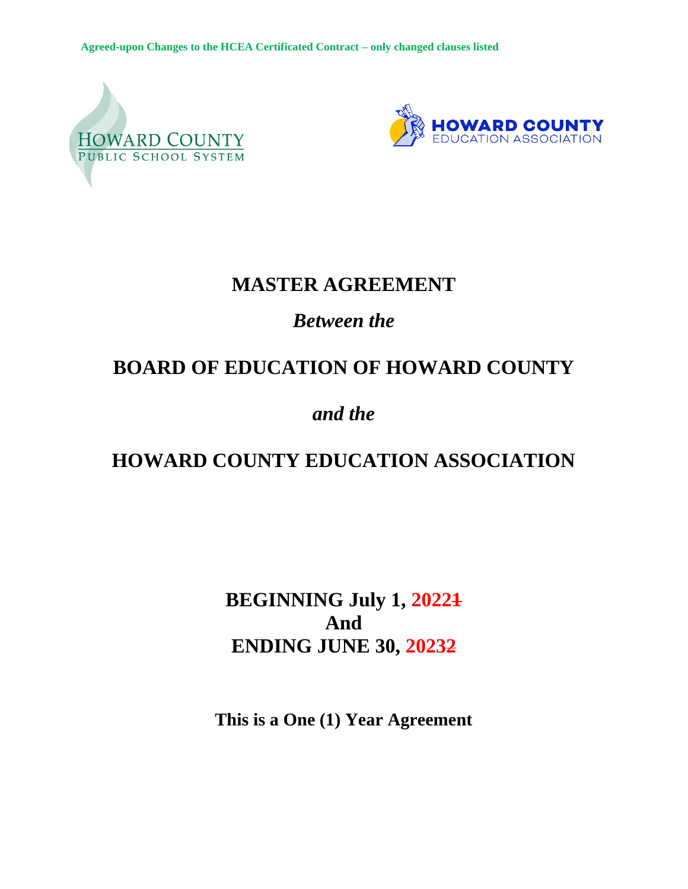Agreed-upon Changes to the HCEA Certificated Contract – only changed clauses listed

HOWARD COUNTY
PUBLIC SCHOOL SYSTEM

HOWARD COUNTY
EDUCATION ASSOCIATION

# MASTER AGREEMENT

## *Between the*

# BOARD OF EDUCATION OF HOWARD COUNTY

## *and the*

# HOWARD COUNTY EDUCATION ASSOCIATION

**BEGINNING July 1, 2022~~1~~**
**And**
**ENDING JUNE 30, 2023~~2~~**

**This is a One (1) Year Agreement**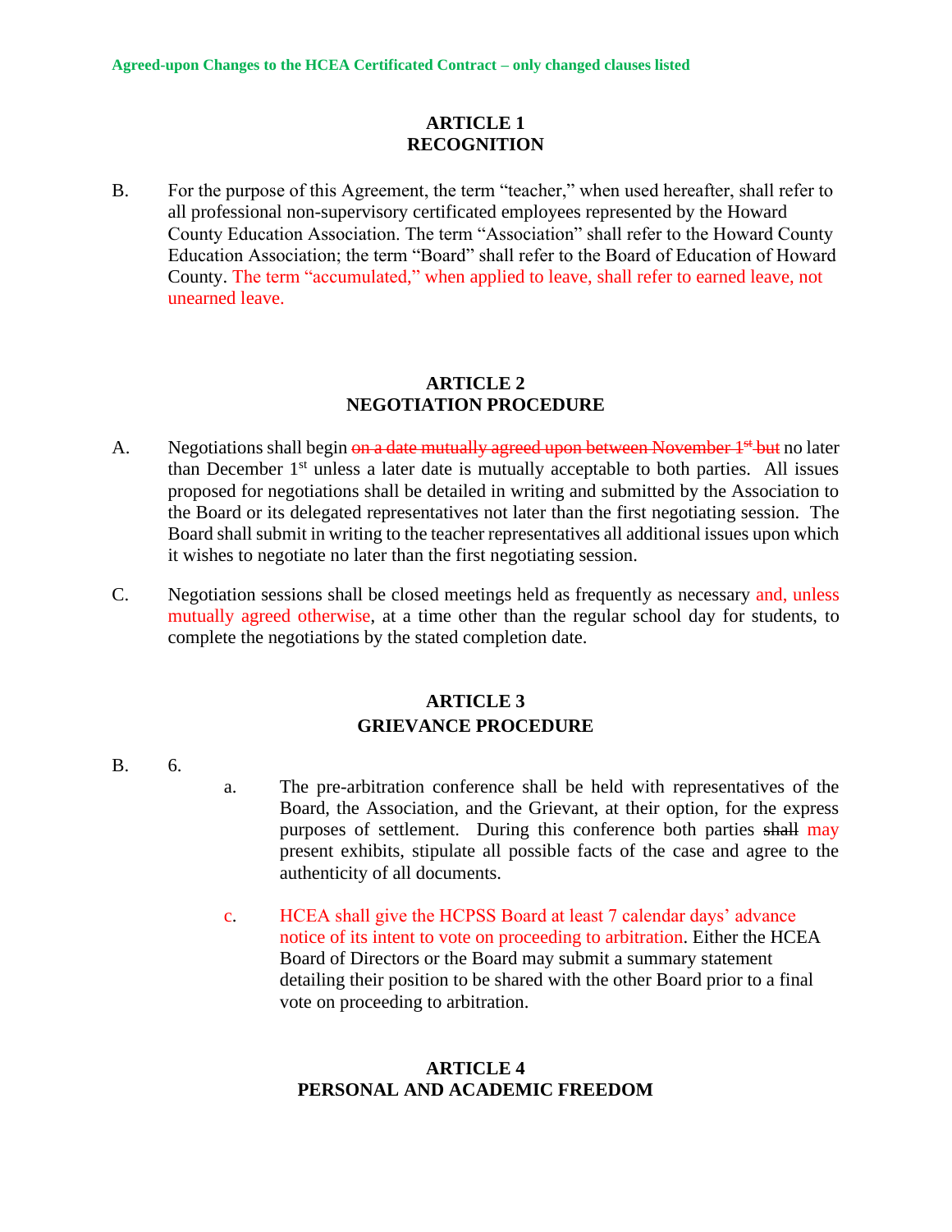**Agreed-upon Changes to the HCEA Certificated Contract – only changed clauses listed**

## ARTICLE 1
## RECOGNITION

B. For the purpose of this Agreement, the term "teacher," when used hereafter, shall refer to all professional non-supervisory certificated employees represented by the Howard County Education Association. The term "Association" shall refer to the Howard County Education Association; the term "Board" shall refer to the Board of Education of Howard County. The term "accumulated," when applied to leave, shall refer to earned leave, not unearned leave.

## ARTICLE 2
## NEGOTIATION PROCEDURE

A. Negotiations shall begin ~~on a date mutually agreed upon between November 1st but~~ no later than December 1st unless a later date is mutually acceptable to both parties. All issues proposed for negotiations shall be detailed in writing and submitted by the Association to the Board or its delegated representatives not later than the first negotiating session. The Board shall submit in writing to the teacher representatives all additional issues upon which it wishes to negotiate no later than the first negotiating session.

C. Negotiation sessions shall be closed meetings held as frequently as necessary and, unless mutually agreed otherwise, at a time other than the regular school day for students, to complete the negotiations by the stated completion date.

## ARTICLE 3
## GRIEVANCE PROCEDURE

B. 6.

a. The pre-arbitration conference shall be held with representatives of the Board, the Association, and the Grievant, at their option, for the express purposes of settlement. During this conference both parties ~~shall~~ may present exhibits, stipulate all possible facts of the case and agree to the authenticity of all documents.

c. HCEA shall give the HCPSS Board at least 7 calendar days' advance notice of its intent to vote on proceeding to arbitration. Either the HCEA Board of Directors or the Board may submit a summary statement detailing their position to be shared with the other Board prior to a final vote on proceeding to arbitration.

## ARTICLE 4
## PERSONAL AND ACADEMIC FREEDOM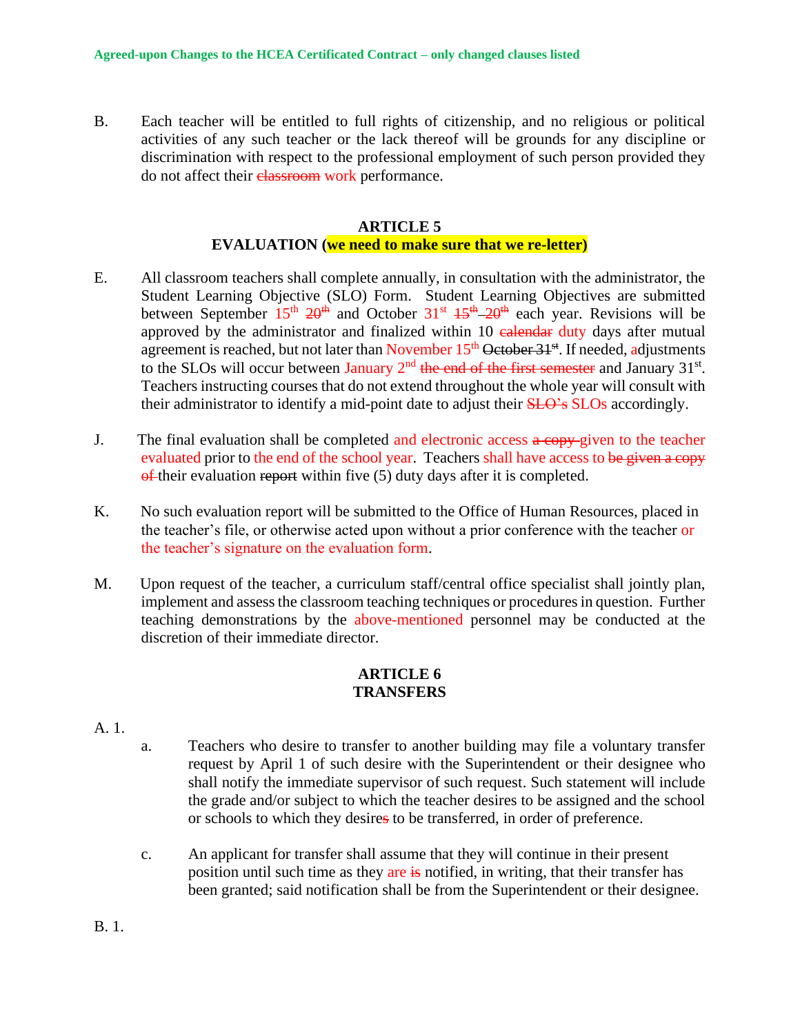**Agreed-upon Changes to the HCEA Certificated Contract – only changed clauses listed**

B. Each teacher will be entitled to full rights of citizenship, and no religious or political activities of any such teacher or the lack thereof will be grounds for any discipline or discrimination with respect to the professional employment of such person provided they do not affect their ~~classroom~~ work performance.

## ARTICLE 5
## EVALUATION (we need to make sure that we re-letter)

E. All classroom teachers shall complete annually, in consultation with the administrator, the Student Learning Objective (SLO) Form. Student Learning Objectives are submitted between September 15th ~~20th~~ and October 31st ~~15th~~ ~~20th~~ each year. Revisions will be approved by the administrator and finalized within 10 ~~calendar~~ duty days after mutual agreement is reached, but not later than November 15th ~~October 31st~~. If needed, adjustments to the SLOs will occur between January 2nd ~~the end of the first semester~~ and January 31st. Teachers instructing courses that do not extend throughout the whole year will consult with their administrator to identify a mid-point date to adjust their ~~SLO's~~ SLOs accordingly.

J. The final evaluation shall be completed and electronic access ~~a copy~~ given to the teacher evaluated prior to the end of the school year. Teachers shall have access to ~~be given a copy of~~ their evaluation ~~report~~ within five (5) duty days after it is completed.

K. No such evaluation report will be submitted to the Office of Human Resources, placed in the teacher's file, or otherwise acted upon without a prior conference with the teacher or the teacher's signature on the evaluation form.

M. Upon request of the teacher, a curriculum staff/central office specialist shall jointly plan, implement and assess the classroom teaching techniques or procedures in question. Further teaching demonstrations by the above-mentioned personnel may be conducted at the discretion of their immediate director.

## ARTICLE 6
## TRANSFERS

A. 1.

a. Teachers who desire to transfer to another building may file a voluntary transfer request by April 1 of such desire with the Superintendent or their designee who shall notify the immediate supervisor of such request. Such statement will include the grade and/or subject to which the teacher desires to be assigned and the school or schools to which they desire~~s~~ to be transferred, in order of preference.

c. An applicant for transfer shall assume that they will continue in their present position until such time as they are ~~is~~ notified, in writing, that their transfer has been granted; said notification shall be from the Superintendent or their designee.

B. 1.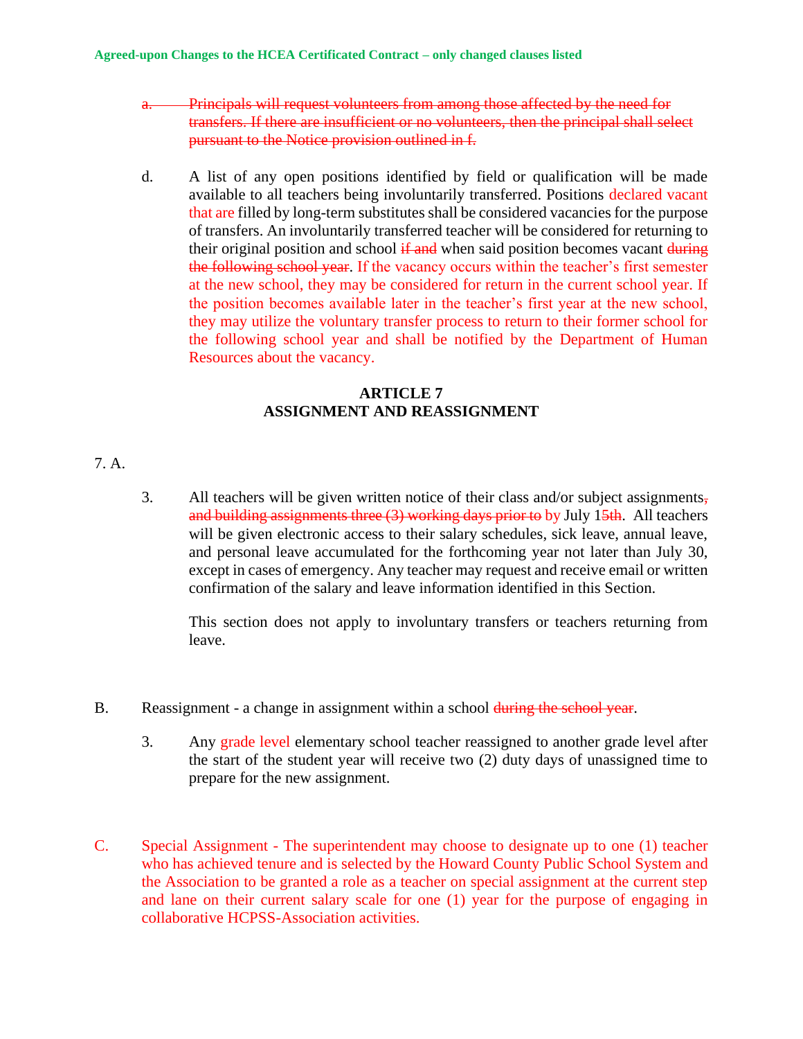~~a. Principals will request volunteers from among those affected by the need for transfers. If there are insufficient or no volunteers, then the principal shall select pursuant to the Notice provision outlined in f.~~

d. A list of any open positions identified by field or qualification will be made available to all teachers being involuntarily transferred. Positions declared vacant that are filled by long-term substitutes shall be considered vacancies for the purpose of transfers. An involuntarily transferred teacher will be considered for returning to their original position and school ~~if and~~ when said position becomes vacant ~~during the following school year~~. If the vacancy occurs within the teacher's first semester at the new school, they may be considered for return in the current school year. If the position becomes available later in the teacher's first year at the new school, they may utilize the voluntary transfer process to return to their former school for the following school year and shall be notified by the Department of Human Resources about the vacancy.

## ARTICLE 7
## ASSIGNMENT AND REASSIGNMENT

7. A.

3. All teachers will be given written notice of their class and/or subject assignments~~, and building assignments three (3) working days prior to~~ by July 1~~5th~~. All teachers will be given electronic access to their salary schedules, sick leave, annual leave, and personal leave accumulated for the forthcoming year not later than July 30, except in cases of emergency. Any teacher may request and receive email or written confirmation of the salary and leave information identified in this Section.

   This section does not apply to involuntary transfers or teachers returning from leave.

B. Reassignment - a change in assignment within a school ~~during the school year~~.

3. Any grade level elementary school teacher reassigned to another grade level after the start of the student year will receive two (2) duty days of unassigned time to prepare for the new assignment.

C. Special Assignment - The superintendent may choose to designate up to one (1) teacher who has achieved tenure and is selected by the Howard County Public School System and the Association to be granted a role as a teacher on special assignment at the current step and lane on their current salary scale for one (1) year for the purpose of engaging in collaborative HCPSS-Association activities.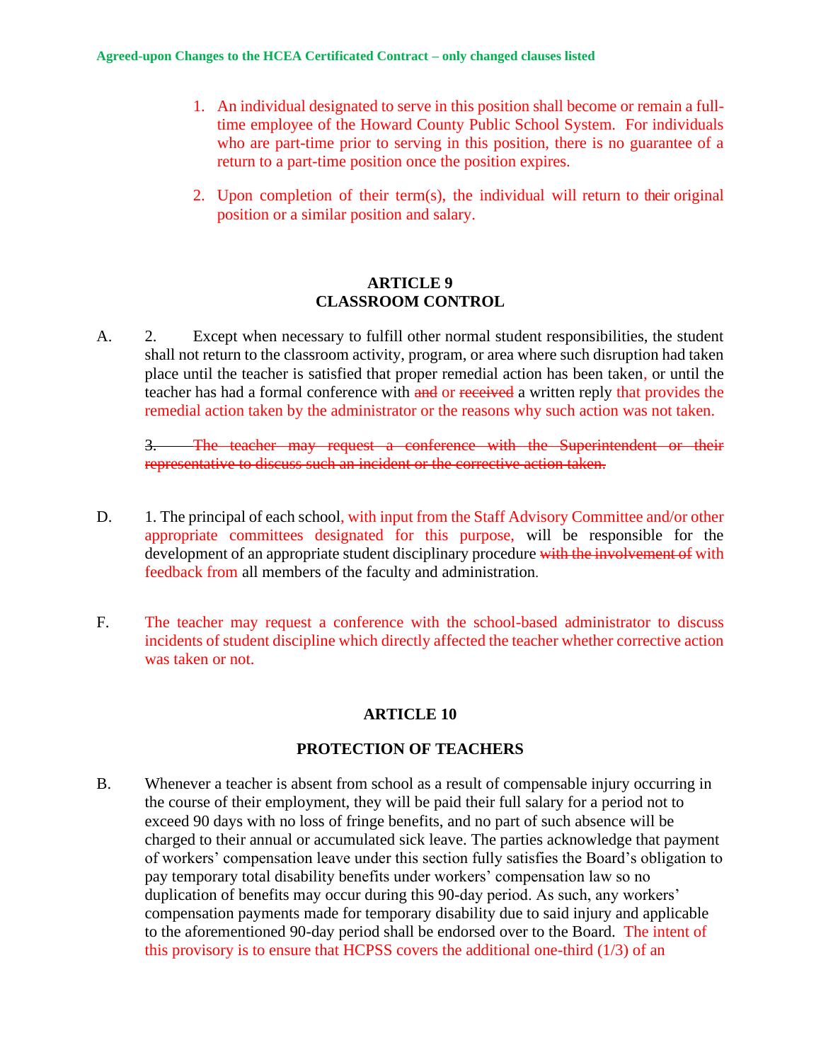1. An individual designated to serve in this position shall become or remain a full-time employee of the Howard County Public School System. For individuals who are part-time prior to serving in this position, there is no guarantee of a return to a part-time position once the position expires.

2. Upon completion of their term(s), the individual will return to their original position or a similar position and salary.

## ARTICLE 9
## CLASSROOM CONTROL

A. 2. Except when necessary to fulfill other normal student responsibilities, the student shall not return to the classroom activity, program, or area where such disruption had taken place until the teacher is satisfied that proper remedial action has been taken, or until the teacher has had a formal conference with ~~and~~ or ~~received~~ a written reply that provides the remedial action taken by the administrator or the reasons why such action was not taken.

~~3. The teacher may request a conference with the Superintendent or their representative to discuss such an incident or the corrective action taken.~~

D. 1. The principal of each school, with input from the Staff Advisory Committee and/or other appropriate committees designated for this purpose, will be responsible for the development of an appropriate student disciplinary procedure ~~with the involvement of~~ with feedback from all members of the faculty and administration.

F. The teacher may request a conference with the school-based administrator to discuss incidents of student discipline which directly affected the teacher whether corrective action was taken or not.

## ARTICLE 10
## PROTECTION OF TEACHERS

B. Whenever a teacher is absent from school as a result of compensable injury occurring in the course of their employment, they will be paid their full salary for a period not to exceed 90 days with no loss of fringe benefits, and no part of such absence will be charged to their annual or accumulated sick leave. The parties acknowledge that payment of workers' compensation leave under this section fully satisfies the Board's obligation to pay temporary total disability benefits under workers' compensation law so no duplication of benefits may occur during this 90-day period. As such, any workers' compensation payments made for temporary disability due to said injury and applicable to the aforementioned 90-day period shall be endorsed over to the Board. The intent of this provisory is to ensure that HCPSS covers the additional one-third (1/3) of an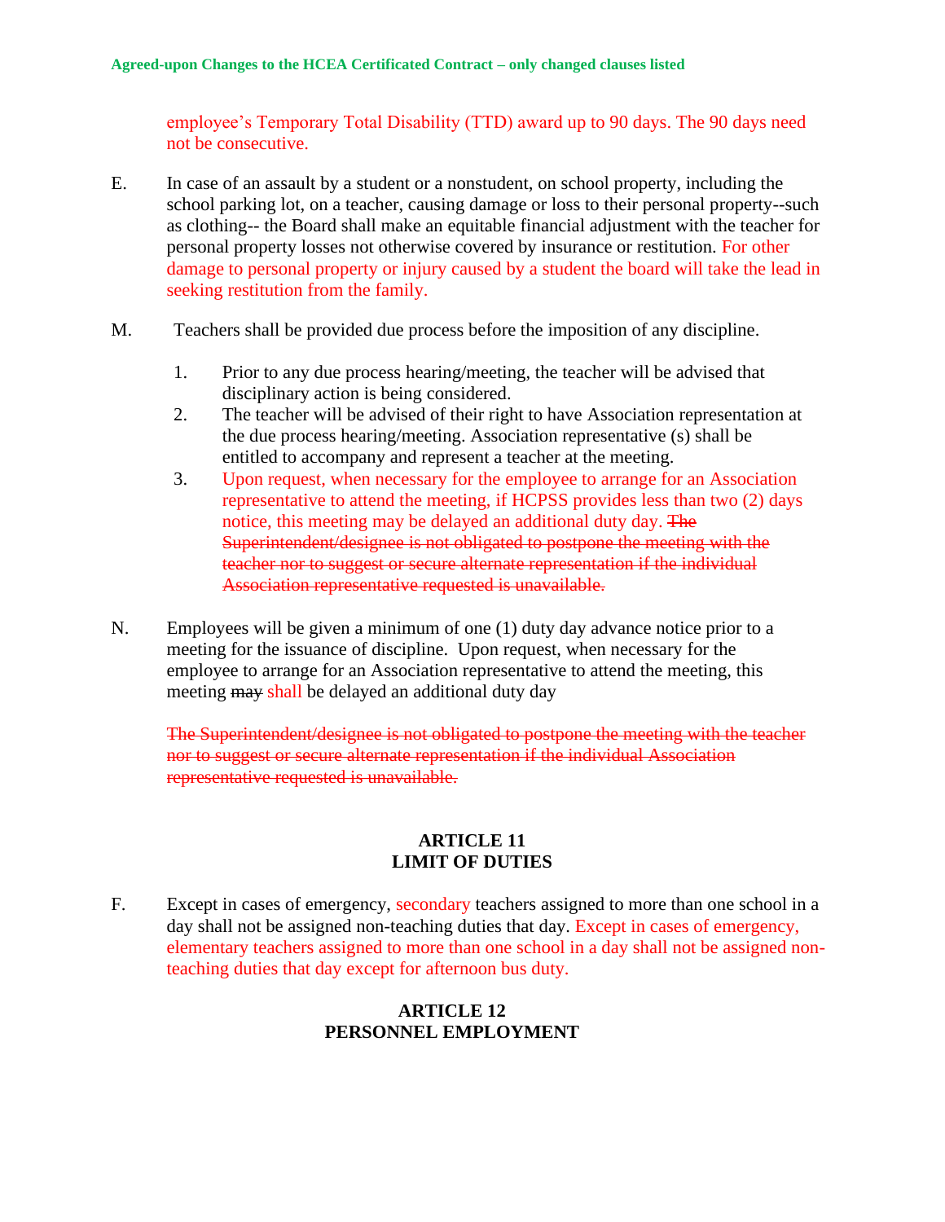employee's Temporary Total Disability (TTD) award up to 90 days. The 90 days need not be consecutive.

E. In case of an assault by a student or a nonstudent, on school property, including the school parking lot, on a teacher, causing damage or loss to their personal property--such as clothing-- the Board shall make an equitable financial adjustment with the teacher for personal property losses not otherwise covered by insurance or restitution. For other damage to personal property or injury caused by a student the board will take the lead in seeking restitution from the family.

M. Teachers shall be provided due process before the imposition of any discipline.

1. Prior to any due process hearing/meeting, the teacher will be advised that disciplinary action is being considered.
2. The teacher will be advised of their right to have Association representation at the due process hearing/meeting. Association representative (s) shall be entitled to accompany and represent a teacher at the meeting.
3. Upon request, when necessary for the employee to arrange for an Association representative to attend the meeting, if HCPSS provides less than two (2) days notice, this meeting may be delayed an additional duty day. ~~The Superintendent/designee is not obligated to postpone the meeting with the teacher nor to suggest or secure alternate representation if the individual Association representative requested is unavailable.~~

N. Employees will be given a minimum of one (1) duty day advance notice prior to a meeting for the issuance of discipline. Upon request, when necessary for the employee to arrange for an Association representative to attend the meeting, this meeting ~~may~~ shall be delayed an additional duty day

~~The Superintendent/designee is not obligated to postpone the meeting with the teacher nor to suggest or secure alternate representation if the individual Association representative requested is unavailable.~~

## ARTICLE 11
## LIMIT OF DUTIES

F. Except in cases of emergency, secondary teachers assigned to more than one school in a day shall not be assigned non-teaching duties that day. Except in cases of emergency, elementary teachers assigned to more than one school in a day shall not be assigned non-teaching duties that day except for afternoon bus duty.

## ARTICLE 12
## PERSONNEL EMPLOYMENT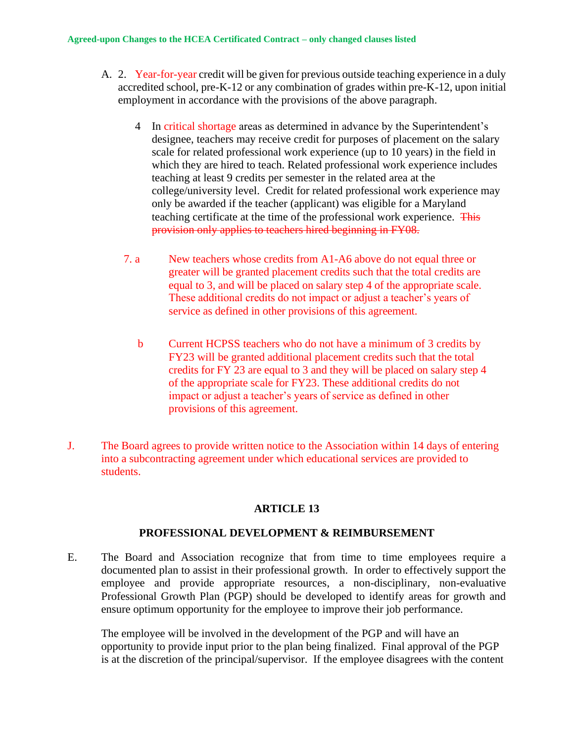Agreed-upon Changes to the HCEA Certificated Contract – only changed clauses listed

A. 2. Year-for-year credit will be given for previous outside teaching experience in a duly accredited school, pre-K-12 or any combination of grades within pre-K-12, upon initial employment in accordance with the provisions of the above paragraph.

4 In critical shortage areas as determined in advance by the Superintendent's designee, teachers may receive credit for purposes of placement on the salary scale for related professional work experience (up to 10 years) in the field in which they are hired to teach. Related professional work experience includes teaching at least 9 credits per semester in the related area at the college/university level. Credit for related professional work experience may only be awarded if the teacher (applicant) was eligible for a Maryland teaching certificate at the time of the professional work experience. ~~This provision only applies to teachers hired beginning in FY08.~~

7. a New teachers whose credits from A1-A6 above do not equal three or greater will be granted placement credits such that the total credits are equal to 3, and will be placed on salary step 4 of the appropriate scale. These additional credits do not impact or adjust a teacher's years of service as defined in other provisions of this agreement.

b Current HCPSS teachers who do not have a minimum of 3 credits by FY23 will be granted additional placement credits such that the total credits for FY 23 are equal to 3 and they will be placed on salary step 4 of the appropriate scale for FY23. These additional credits do not impact or adjust a teacher's years of service as defined in other provisions of this agreement.

J. The Board agrees to provide written notice to the Association within 14 days of entering into a subcontracting agreement under which educational services are provided to students.

## ARTICLE 13

## PROFESSIONAL DEVELOPMENT & REIMBURSEMENT

E. The Board and Association recognize that from time to time employees require a documented plan to assist in their professional growth. In order to effectively support the employee and provide appropriate resources, a non-disciplinary, non-evaluative Professional Growth Plan (PGP) should be developed to identify areas for growth and ensure optimum opportunity for the employee to improve their job performance.

The employee will be involved in the development of the PGP and will have an opportunity to provide input prior to the plan being finalized. Final approval of the PGP is at the discretion of the principal/supervisor. If the employee disagrees with the content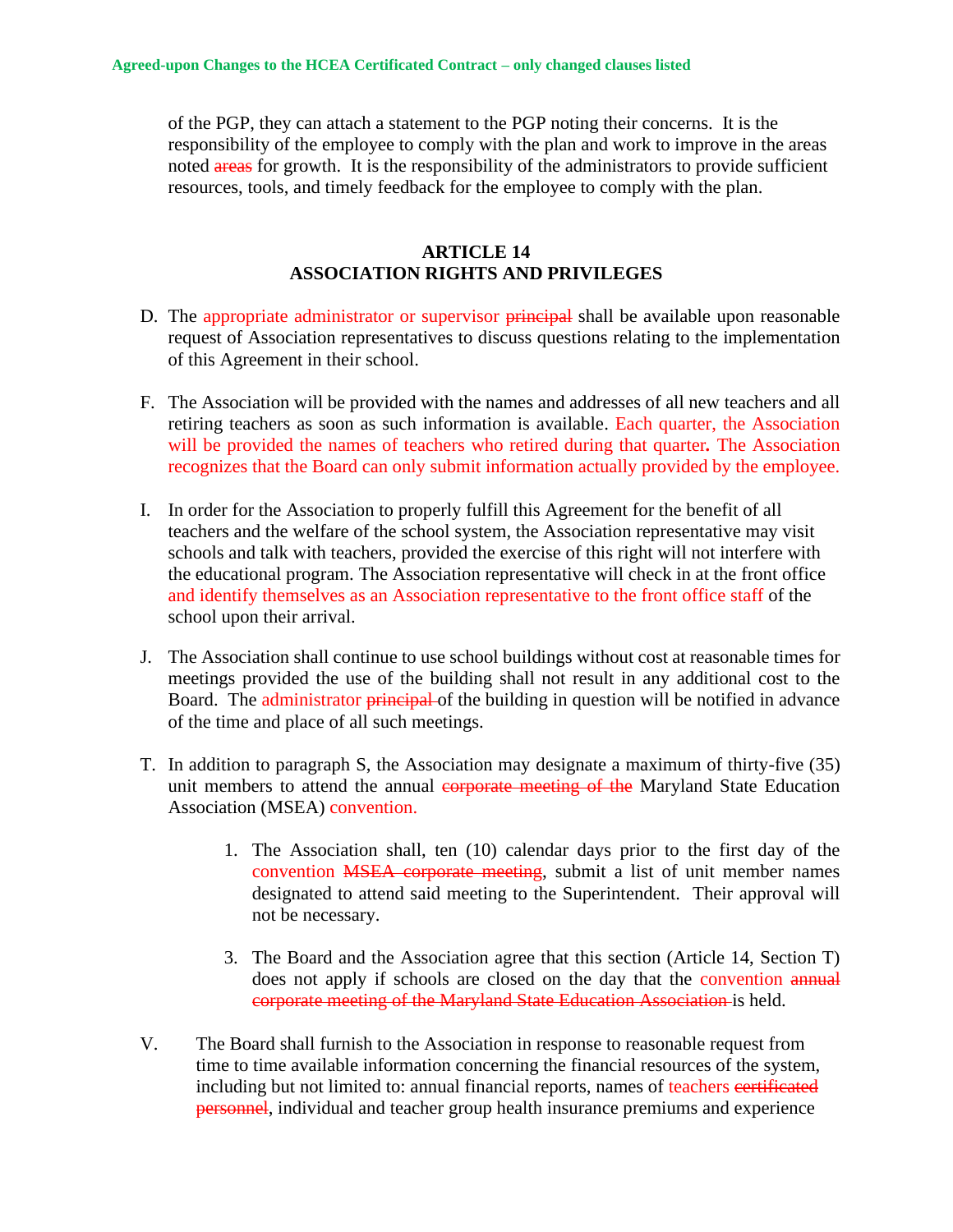of the PGP, they can attach a statement to the PGP noting their concerns. It is the responsibility of the employee to comply with the plan and work to improve in the areas noted ~~areas~~ for growth. It is the responsibility of the administrators to provide sufficient resources, tools, and timely feedback for the employee to comply with the plan.

## ARTICLE 14
## ASSOCIATION RIGHTS AND PRIVILEGES

D. The appropriate administrator or supervisor ~~principal~~ shall be available upon reasonable request of Association representatives to discuss questions relating to the implementation of this Agreement in their school.

F. The Association will be provided with the names and addresses of all new teachers and all retiring teachers as soon as such information is available. Each quarter, the Association will be provided the names of teachers who retired during that quarter**.** The Association recognizes that the Board can only submit information actually provided by the employee.

I. In order for the Association to properly fulfill this Agreement for the benefit of all teachers and the welfare of the school system, the Association representative may visit schools and talk with teachers, provided the exercise of this right will not interfere with the educational program. The Association representative will check in at the front office and identify themselves as an Association representative to the front office staff of the school upon their arrival.

J. The Association shall continue to use school buildings without cost at reasonable times for meetings provided the use of the building shall not result in any additional cost to the Board. The administrator ~~principal~~ of the building in question will be notified in advance of the time and place of all such meetings.

T. In addition to paragraph S, the Association may designate a maximum of thirty-five (35) unit members to attend the annual ~~corporate meeting of the~~ Maryland State Education Association (MSEA) convention.

   1. The Association shall, ten (10) calendar days prior to the first day of the convention ~~MSEA corporate meeting~~, submit a list of unit member names designated to attend said meeting to the Superintendent. Their approval will not be necessary.

   3. The Board and the Association agree that this section (Article 14, Section T) does not apply if schools are closed on the day that the convention ~~annual corporate meeting of the Maryland State Education Association~~ is held.

V. The Board shall furnish to the Association in response to reasonable request from time to time available information concerning the financial resources of the system, including but not limited to: annual financial reports, names of teachers ~~certificated personnel~~, individual and teacher group health insurance premiums and experience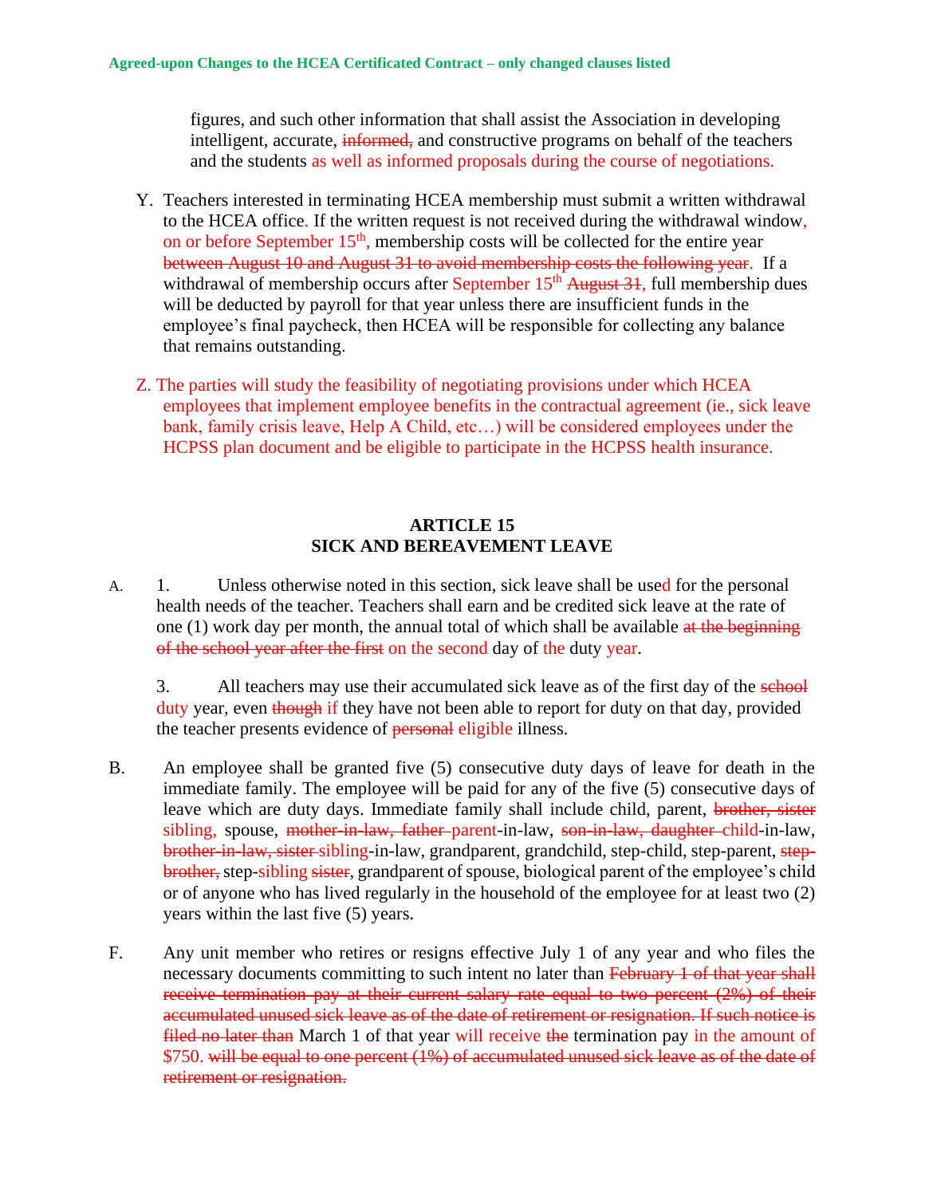figures, and such other information that shall assist the Association in developing intelligent, accurate, ~~informed,~~ and constructive programs on behalf of the teachers and the students as well as informed proposals during the course of negotiations.

Y. Teachers interested in terminating HCEA membership must submit a written withdrawal to the HCEA office. If the written request is not received during the withdrawal window, on or before September 15th, membership costs will be collected for the entire year ~~between August 10 and August 31 to avoid membership costs the following year~~. If a withdrawal of membership occurs after September 15th ~~August 31~~, full membership dues will be deducted by payroll for that year unless there are insufficient funds in the employee's final paycheck, then HCEA will be responsible for collecting any balance that remains outstanding.

Z. The parties will study the feasibility of negotiating provisions under which HCEA employees that implement employee benefits in the contractual agreement (ie., sick leave bank, family crisis leave, Help A Child, etc…) will be considered employees under the HCPSS plan document and be eligible to participate in the HCPSS health insurance.

## ARTICLE 15
## SICK AND BEREAVEMENT LEAVE

A. 1. Unless otherwise noted in this section, sick leave shall be used for the personal health needs of the teacher. Teachers shall earn and be credited sick leave at the rate of one (1) work day per month, the annual total of which shall be available ~~at the beginning of the school year after the first~~ on the second day of the duty year.

3. All teachers may use their accumulated sick leave as of the first day of the ~~school~~ duty year, even ~~though~~ if they have not been able to report for duty on that day, provided the teacher presents evidence of ~~personal~~ eligible illness.

B. An employee shall be granted five (5) consecutive duty days of leave for death in the immediate family. The employee will be paid for any of the five (5) consecutive days of leave which are duty days. Immediate family shall include child, parent, ~~brother, sister~~ sibling, spouse, ~~mother-in-law, father~~ parent-in-law, ~~son-in-law, daughter~~ child-in-law, ~~brother-in-law, sister~~ sibling-in-law, grandparent, grandchild, step-child, step-parent, ~~step-brother,~~ step-sibling ~~sister~~, grandparent of spouse, biological parent of the employee's child or of anyone who has lived regularly in the household of the employee for at least two (2) years within the last five (5) years.

F. Any unit member who retires or resigns effective July 1 of any year and who files the necessary documents committing to such intent no later than ~~February 1 of that year shall receive termination pay at their current salary rate equal to two percent (2%) of their accumulated unused sick leave as of the date of retirement or resignation. If such notice is filed no later than~~ March 1 of that year will receive ~~the~~ termination pay in the amount of $750. ~~will be equal to one percent (1%) of accumulated unused sick leave as of the date of retirement or resignation.~~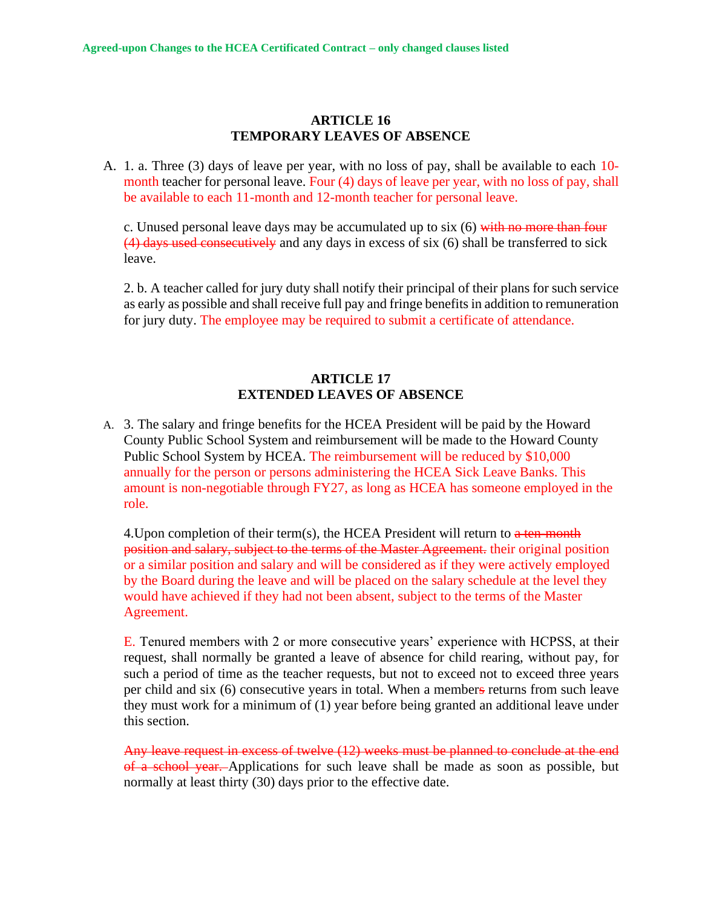**Agreed-upon Changes to the HCEA Certificated Contract – only changed clauses listed**

## ARTICLE 16
## TEMPORARY LEAVES OF ABSENCE

A. 1. a. Three (3) days of leave per year, with no loss of pay, shall be available to each 10-month teacher for personal leave. Four (4) days of leave per year, with no loss of pay, shall be available to each 11-month and 12-month teacher for personal leave.

c. Unused personal leave days may be accumulated up to six (6) ~~with no more than four (4) days used consecutively~~ and any days in excess of six (6) shall be transferred to sick leave.

2. b. A teacher called for jury duty shall notify their principal of their plans for such service as early as possible and shall receive full pay and fringe benefits in addition to remuneration for jury duty. The employee may be required to submit a certificate of attendance.

## ARTICLE 17
## EXTENDED LEAVES OF ABSENCE

A. 3. The salary and fringe benefits for the HCEA President will be paid by the Howard County Public School System and reimbursement will be made to the Howard County Public School System by HCEA. The reimbursement will be reduced by $10,000 annually for the person or persons administering the HCEA Sick Leave Banks. This amount is non-negotiable through FY27, as long as HCEA has someone employed in the role.

4.Upon completion of their term(s), the HCEA President will return to ~~a ten-month position and salary, subject to the terms of the Master Agreement.~~ their original position or a similar position and salary and will be considered as if they were actively employed by the Board during the leave and will be placed on the salary schedule at the level they would have achieved if they had not been absent, subject to the terms of the Master Agreement.

E. Tenured members with 2 or more consecutive years' experience with HCPSS, at their request, shall normally be granted a leave of absence for child rearing, without pay, for such a period of time as the teacher requests, but not to exceed not to exceed three years per child and six (6) consecutive years in total. When a member~~s~~ returns from such leave they must work for a minimum of (1) year before being granted an additional leave under this section.

~~Any leave request in excess of twelve (12) weeks must be planned to conclude at the end of a school year.~~ Applications for such leave shall be made as soon as possible, but normally at least thirty (30) days prior to the effective date.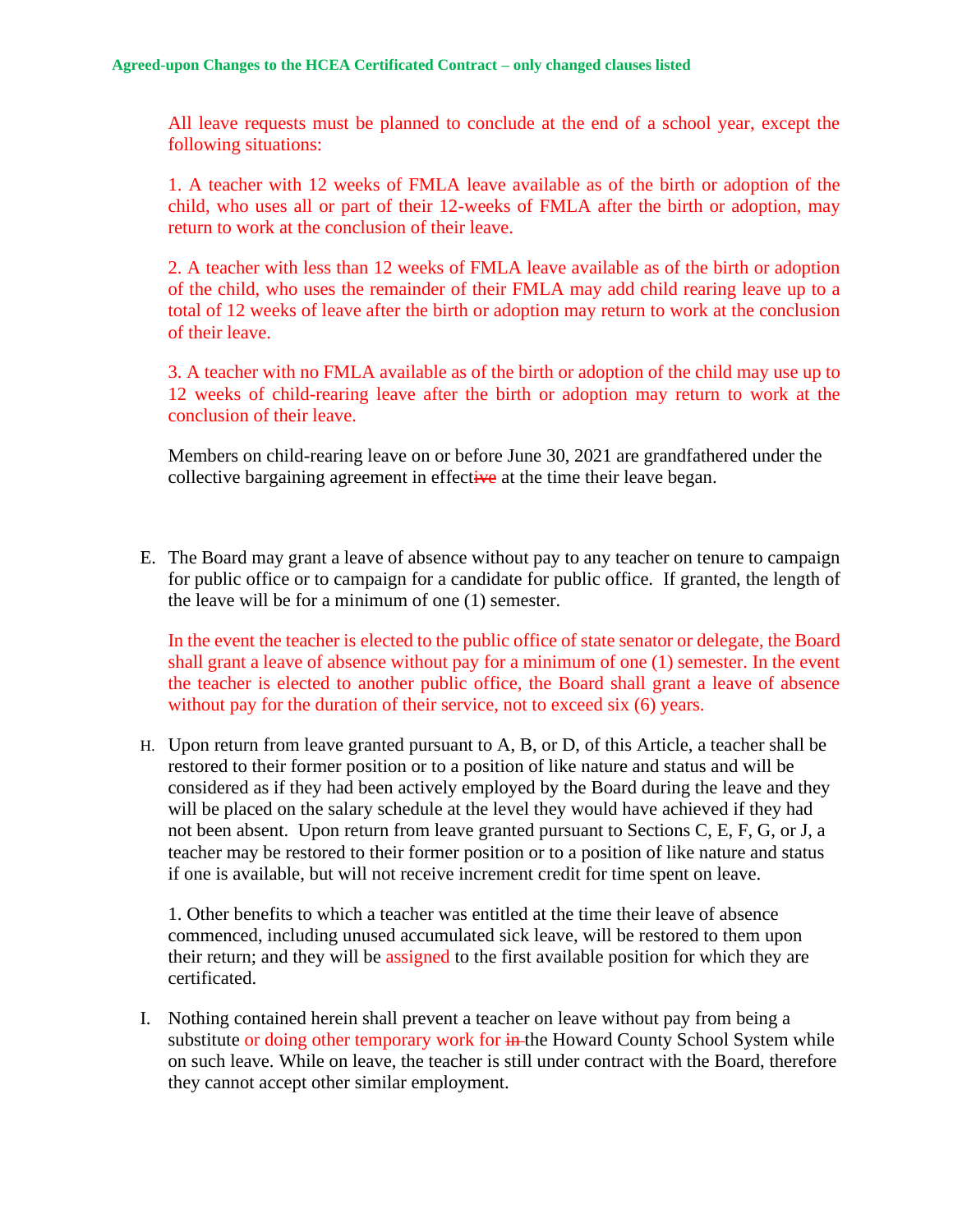**Agreed-upon Changes to the HCEA Certificated Contract – only changed clauses listed**

All leave requests must be planned to conclude at the end of a school year, except the following situations:

1. A teacher with 12 weeks of FMLA leave available as of the birth or adoption of the child, who uses all or part of their 12-weeks of FMLA after the birth or adoption, may return to work at the conclusion of their leave.

2. A teacher with less than 12 weeks of FMLA leave available as of the birth or adoption of the child, who uses the remainder of their FMLA may add child rearing leave up to a total of 12 weeks of leave after the birth or adoption may return to work at the conclusion of their leave.

3. A teacher with no FMLA available as of the birth or adoption of the child may use up to 12 weeks of child-rearing leave after the birth or adoption may return to work at the conclusion of their leave.

Members on child-rearing leave on or before June 30, 2021 are grandfathered under the collective bargaining agreement in effect~~ive~~ at the time their leave began.

E. The Board may grant a leave of absence without pay to any teacher on tenure to campaign for public office or to campaign for a candidate for public office. If granted, the length of the leave will be for a minimum of one (1) semester.

   In the event the teacher is elected to the public office of state senator or delegate, the Board shall grant a leave of absence without pay for a minimum of one (1) semester. In the event the teacher is elected to another public office, the Board shall grant a leave of absence without pay for the duration of their service, not to exceed six (6) years.

H. Upon return from leave granted pursuant to A, B, or D, of this Article, a teacher shall be restored to their former position or to a position of like nature and status and will be considered as if they had been actively employed by the Board during the leave and they will be placed on the salary schedule at the level they would have achieved if they had not been absent. Upon return from leave granted pursuant to Sections C, E, F, G, or J, a teacher may be restored to their former position or to a position of like nature and status if one is available, but will not receive increment credit for time spent on leave.

   1. Other benefits to which a teacher was entitled at the time their leave of absence commenced, including unused accumulated sick leave, will be restored to them upon their return; and they will be assigned to the first available position for which they are certificated.

I. Nothing contained herein shall prevent a teacher on leave without pay from being a substitute or doing other temporary work for ~~in~~ the Howard County School System while on such leave. While on leave, the teacher is still under contract with the Board, therefore they cannot accept other similar employment.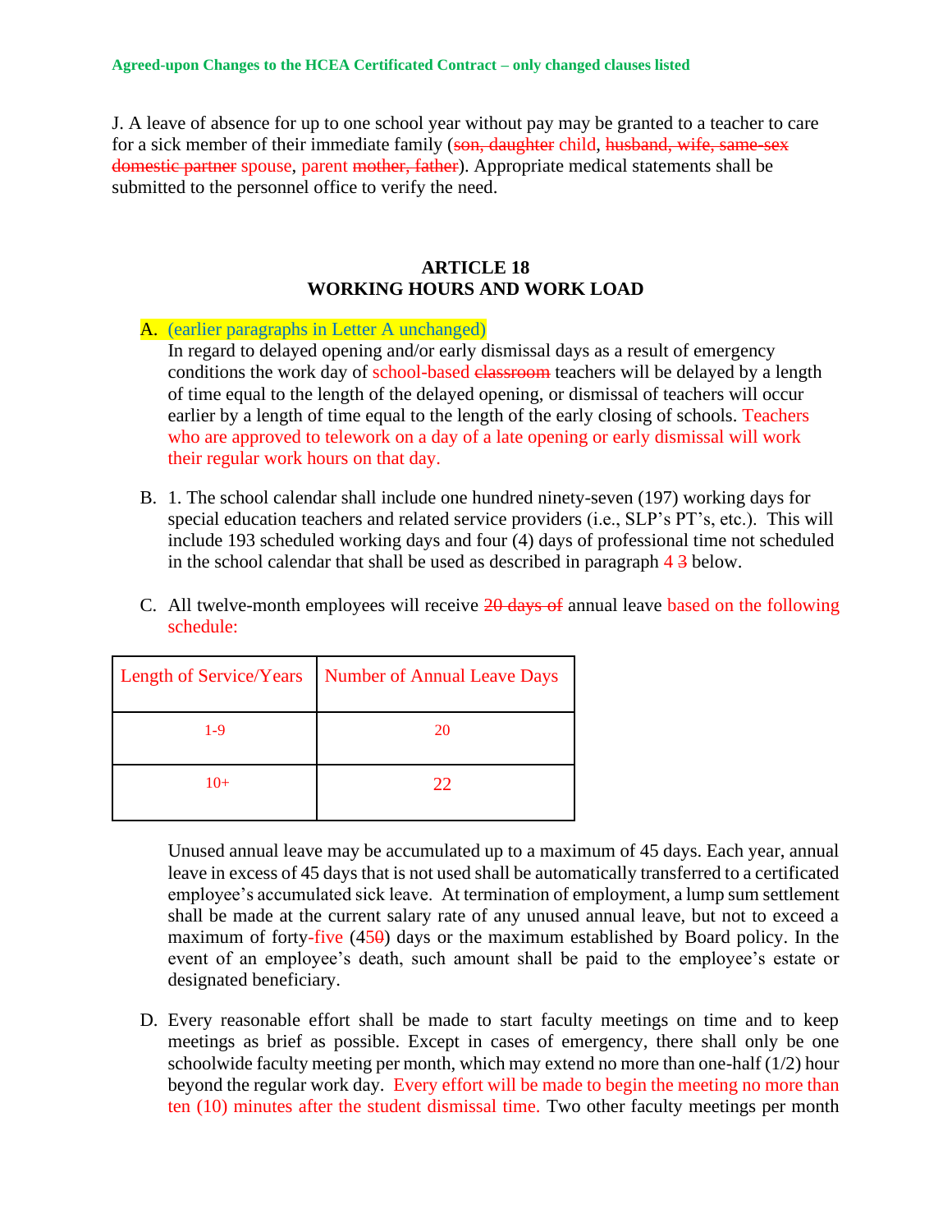**Agreed-upon Changes to the HCEA Certificated Contract – only changed clauses listed**

J. A leave of absence for up to one school year without pay may be granted to a teacher to care for a sick member of their immediate family (~~son, daughter~~ child, ~~husband, wife, same-sex domestic partner~~ spouse, parent ~~mother, father~~). Appropriate medical statements shall be submitted to the personnel office to verify the need.

## ARTICLE 18
## WORKING HOURS AND WORK LOAD

A. (earlier paragraphs in Letter A unchanged)
In regard to delayed opening and/or early dismissal days as a result of emergency conditions the work day of school-based ~~classroom~~ teachers will be delayed by a length of time equal to the length of the delayed opening, or dismissal of teachers will occur earlier by a length of time equal to the length of the early closing of schools. Teachers who are approved to telework on a day of a late opening or early dismissal will work their regular work hours on that day.

B. 1. The school calendar shall include one hundred ninety-seven (197) working days for special education teachers and related service providers (i.e., SLP's PT's, etc.). This will include 193 scheduled working days and four (4) days of professional time not scheduled in the school calendar that shall be used as described in paragraph 4 ~~3~~ below.

C. All twelve-month employees will receive ~~20 days of~~ annual leave based on the following schedule:

| Length of Service/Years | Number of Annual Leave Days |
|---|---|
| 1-9 | 20 |
| 10+ | 22 |

Unused annual leave may be accumulated up to a maximum of 45 days. Each year, annual leave in excess of 45 days that is not used shall be automatically transferred to a certificated employee's accumulated sick leave. At termination of employment, a lump sum settlement shall be made at the current salary rate of any unused annual leave, but not to exceed a maximum of forty-five (45~~0~~) days or the maximum established by Board policy. In the event of an employee's death, such amount shall be paid to the employee's estate or designated beneficiary.

D. Every reasonable effort shall be made to start faculty meetings on time and to keep meetings as brief as possible. Except in cases of emergency, there shall only be one schoolwide faculty meeting per month, which may extend no more than one-half (1/2) hour beyond the regular work day. Every effort will be made to begin the meeting no more than ten (10) minutes after the student dismissal time. Two other faculty meetings per month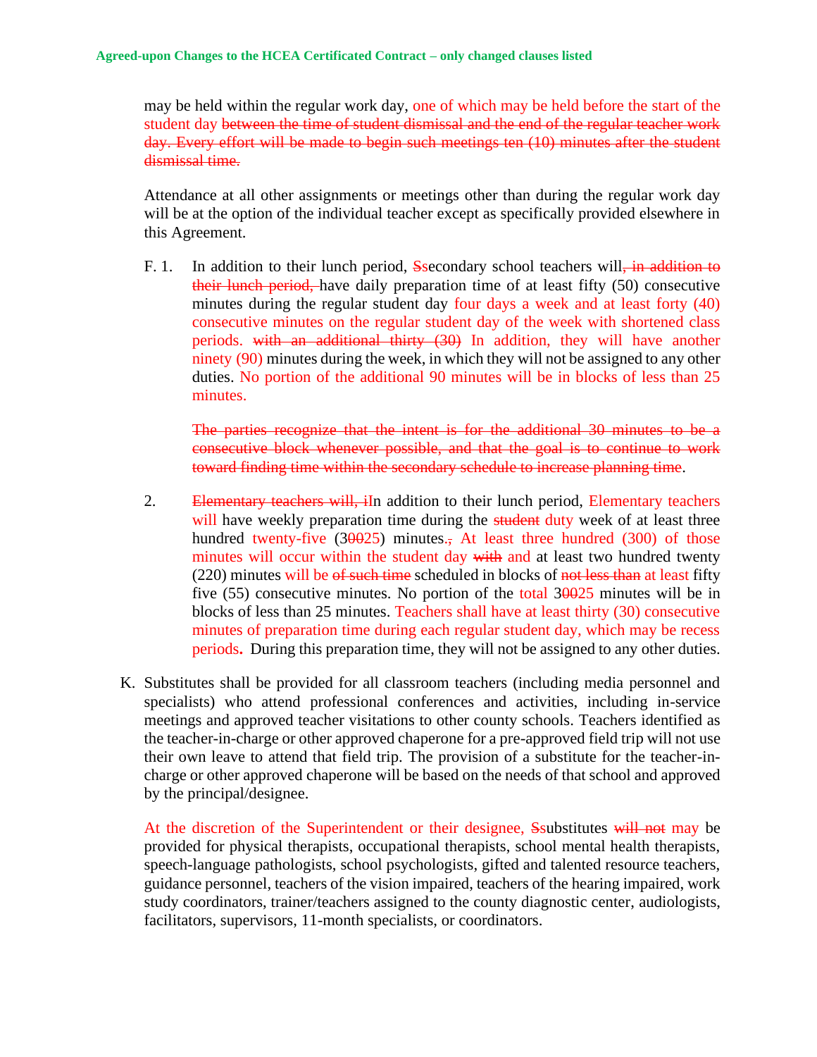may be held within the regular work day, one of which may be held before the start of the student day ~~between the time of student dismissal and the end of the regular teacher work day. Every effort will be made to begin such meetings ten (10) minutes after the student dismissal time.~~

Attendance at all other assignments or meetings other than during the regular work day will be at the option of the individual teacher except as specifically provided elsewhere in this Agreement.

F. 1. In addition to their lunch period, ~~S~~secondary school teachers will~~, in addition to their lunch period,~~ have daily preparation time of at least fifty (50) consecutive minutes during the regular student day four days a week and at least forty (40) consecutive minutes on the regular student day of the week with shortened class periods. ~~with an additional thirty (30)~~ In addition, they will have another ninety (90) minutes during the week, in which they will not be assigned to any other duties. No portion of the additional 90 minutes will be in blocks of less than 25 minutes.

~~The parties recognize that the intent is for the additional 30 minutes to be a consecutive block whenever possible, and that the goal is to continue to work toward finding time within the secondary schedule to increase planning time~~.

2. ~~Elementary teachers will, i~~In addition to their lunch period, Elementary teachers will have weekly preparation time during the ~~student~~ duty week of at least three hundred twenty-five (3~~00~~25) minutes.~~,~~ At least three hundred (300) of those minutes will occur within the student day ~~with~~ and at least two hundred twenty (220) minutes will be ~~of such time~~ scheduled in blocks of ~~not less than~~ at least fifty five (55) consecutive minutes. No portion of the total 3~~00~~25 minutes will be in blocks of less than 25 minutes. Teachers shall have at least thirty (30) consecutive minutes of preparation time during each regular student day, which may be recess periods**.** During this preparation time, they will not be assigned to any other duties.

K. Substitutes shall be provided for all classroom teachers (including media personnel and specialists) who attend professional conferences and activities, including in-service meetings and approved teacher visitations to other county schools. Teachers identified as the teacher-in-charge or other approved chaperone for a pre-approved field trip will not use their own leave to attend that field trip. The provision of a substitute for the teacher-in-charge or other approved chaperone will be based on the needs of that school and approved by the principal/designee.

At the discretion of the Superintendent or their designee, ~~S~~substitutes ~~will not~~ may be provided for physical therapists, occupational therapists, school mental health therapists, speech-language pathologists, school psychologists, gifted and talented resource teachers, guidance personnel, teachers of the vision impaired, teachers of the hearing impaired, work study coordinators, trainer/teachers assigned to the county diagnostic center, audiologists, facilitators, supervisors, 11-month specialists, or coordinators.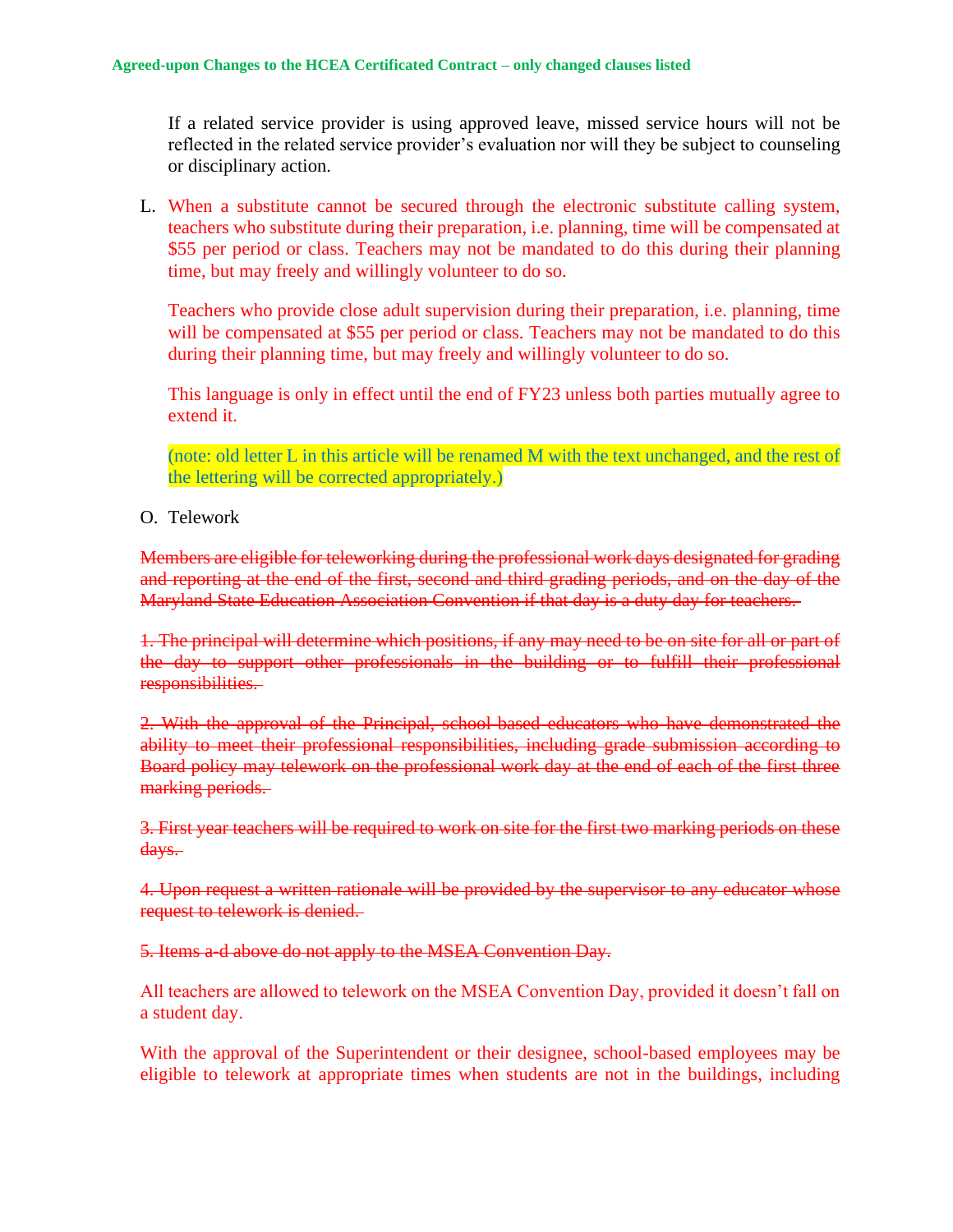If a related service provider is using approved leave, missed service hours will not be reflected in the related service provider's evaluation nor will they be subject to counseling or disciplinary action.

L. When a substitute cannot be secured through the electronic substitute calling system, teachers who substitute during their preparation, i.e. planning, time will be compensated at $55 per period or class. Teachers may not be mandated to do this during their planning time, but may freely and willingly volunteer to do so.

   Teachers who provide close adult supervision during their preparation, i.e. planning, time will be compensated at $55 per period or class. Teachers may not be mandated to do this during their planning time, but may freely and willingly volunteer to do so.

   This language is only in effect until the end of FY23 unless both parties mutually agree to extend it.

   (note: old letter L in this article will be renamed M with the text unchanged, and the rest of the lettering will be corrected appropriately.)

O. Telework

~~Members are eligible for teleworking during the professional work days designated for grading and reporting at the end of the first, second and third grading periods, and on the day of the Maryland State Education Association Convention if that day is a duty day for teachers.~~

~~1. The principal will determine which positions, if any may need to be on site for all or part of the day to support other professionals in the building or to fulfill their professional responsibilities.~~

~~2. With the approval of the Principal, school-based educators who have demonstrated the ability to meet their professional responsibilities, including grade submission according to Board policy may telework on the professional work day at the end of each of the first three marking periods.~~

~~3. First year teachers will be required to work on site for the first two marking periods on these days.~~

~~4. Upon request a written rationale will be provided by the supervisor to any educator whose request to telework is denied.~~

~~5. Items a-d above do not apply to the MSEA Convention Day.~~

All teachers are allowed to telework on the MSEA Convention Day, provided it doesn't fall on a student day.

With the approval of the Superintendent or their designee, school-based employees may be eligible to telework at appropriate times when students are not in the buildings, including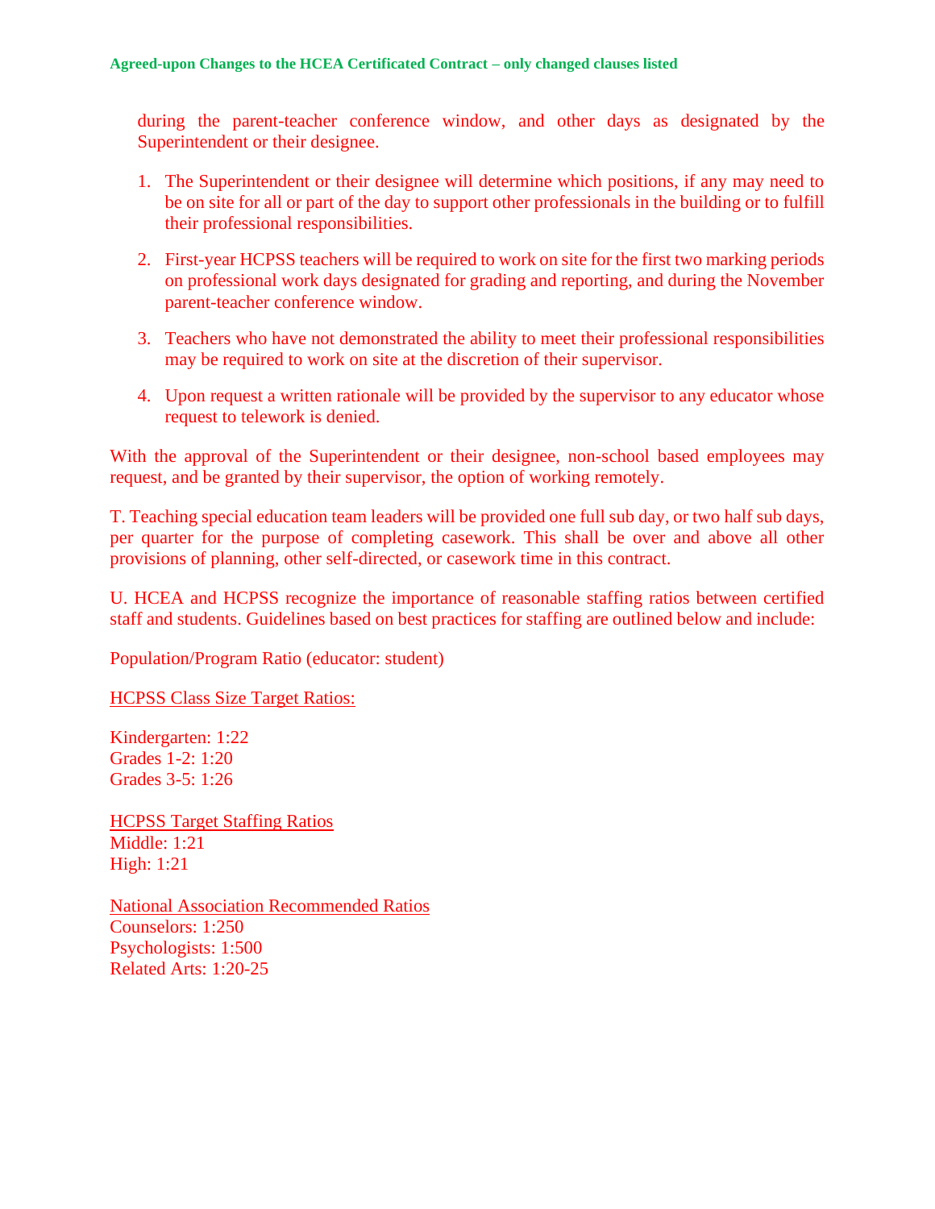during the parent-teacher conference window, and other days as designated by the Superintendent or their designee.

1. The Superintendent or their designee will determine which positions, if any may need to be on site for all or part of the day to support other professionals in the building or to fulfill their professional responsibilities.

2. First-year HCPSS teachers will be required to work on site for the first two marking periods on professional work days designated for grading and reporting, and during the November parent-teacher conference window.

3. Teachers who have not demonstrated the ability to meet their professional responsibilities may be required to work on site at the discretion of their supervisor.

4. Upon request a written rationale will be provided by the supervisor to any educator whose request to telework is denied.

With the approval of the Superintendent or their designee, non-school based employees may request, and be granted by their supervisor, the option of working remotely.

T. Teaching special education team leaders will be provided one full sub day, or two half sub days, per quarter for the purpose of completing casework. This shall be over and above all other provisions of planning, other self-directed, or casework time in this contract.

U. HCEA and HCPSS recognize the importance of reasonable staffing ratios between certified staff and students. Guidelines based on best practices for staffing are outlined below and include:

Population/Program Ratio (educator: student)

<u>HCPSS Class Size Target Ratios:</u>

Kindergarten: 1:22
Grades 1-2: 1:20
Grades 3-5: 1:26

<u>HCPSS Target Staffing Ratios</u>
Middle: 1:21
High: 1:21

<u>National Association Recommended Ratios</u>
Counselors: 1:250
Psychologists: 1:500
Related Arts: 1:20-25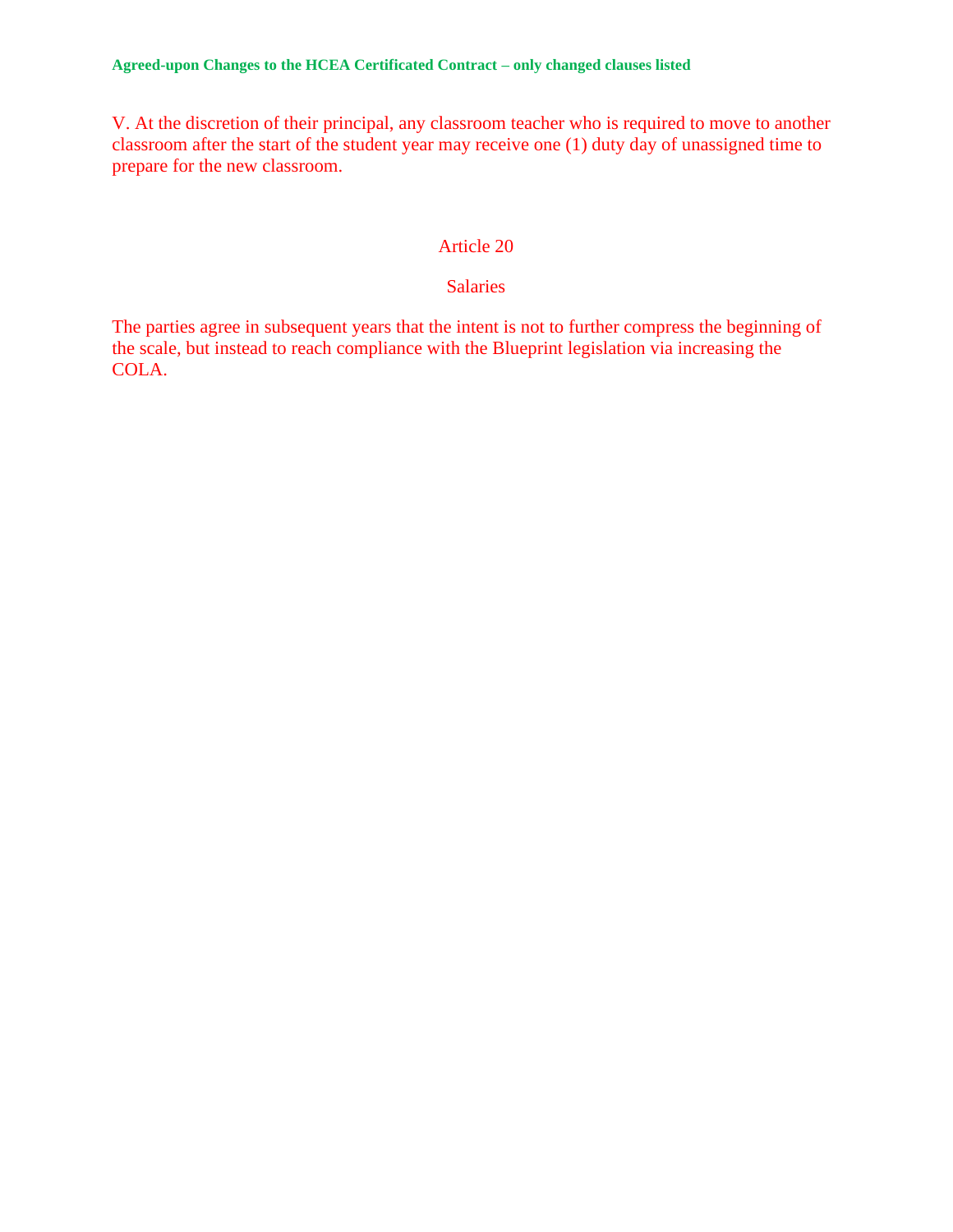**Agreed-upon Changes to the HCEA Certificated Contract – only changed clauses listed**

V. At the discretion of their principal, any classroom teacher who is required to move to another classroom after the start of the student year may receive one (1) duty day of unassigned time to prepare for the new classroom.

## Article 20

## Salaries

The parties agree in subsequent years that the intent is not to further compress the beginning of the scale, but instead to reach compliance with the Blueprint legislation via increasing the COLA.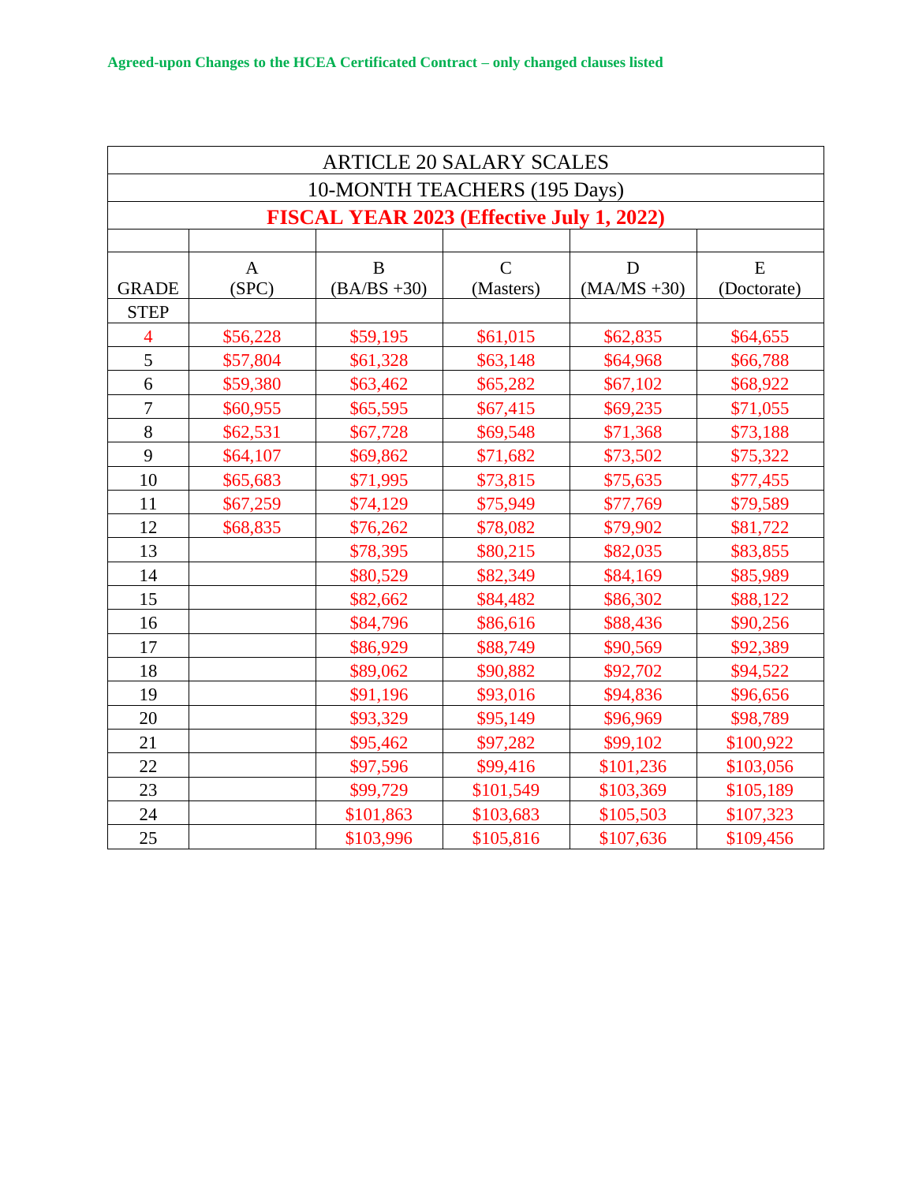**Agreed-upon Changes to the HCEA Certificated Contract – only changed clauses listed**

| ARTICLE 20 SALARY SCALES | | | | | |
|---|---|---|---|---|---|
| 10-MONTH TEACHERS (195 Days) | | | | | |
| **FISCAL YEAR 2023 (Effective July 1, 2022)** | | | | | |
| | | | | | |
| GRADE | A (SPC) | B (BA/BS +30) | C (Masters) | D (MA/MS +30) | E (Doctorate) |
| STEP | | | | | |
| 4 | $56,228 | $59,195 | $61,015 | $62,835 | $64,655 |
| 5 | $57,804 | $61,328 | $63,148 | $64,968 | $66,788 |
| 6 | $59,380 | $63,462 | $65,282 | $67,102 | $68,922 |
| 7 | $60,955 | $65,595 | $67,415 | $69,235 | $71,055 |
| 8 | $62,531 | $67,728 | $69,548 | $71,368 | $73,188 |
| 9 | $64,107 | $69,862 | $71,682 | $73,502 | $75,322 |
| 10 | $65,683 | $71,995 | $73,815 | $75,635 | $77,455 |
| 11 | $67,259 | $74,129 | $75,949 | $77,769 | $79,589 |
| 12 | $68,835 | $76,262 | $78,082 | $79,902 | $81,722 |
| 13 | | $78,395 | $80,215 | $82,035 | $83,855 |
| 14 | | $80,529 | $82,349 | $84,169 | $85,989 |
| 15 | | $82,662 | $84,482 | $86,302 | $88,122 |
| 16 | | $84,796 | $86,616 | $88,436 | $90,256 |
| 17 | | $86,929 | $88,749 | $90,569 | $92,389 |
| 18 | | $89,062 | $90,882 | $92,702 | $94,522 |
| 19 | | $91,196 | $93,016 | $94,836 | $96,656 |
| 20 | | $93,329 | $95,149 | $96,969 | $98,789 |
| 21 | | $95,462 | $97,282 | $99,102 | $100,922 |
| 22 | | $97,596 | $99,416 | $101,236 | $103,056 |
| 23 | | $99,729 | $101,549 | $103,369 | $105,189 |
| 24 | | $101,863 | $103,683 | $105,503 | $107,323 |
| 25 | | $103,996 | $105,816 | $107,636 | $109,456 |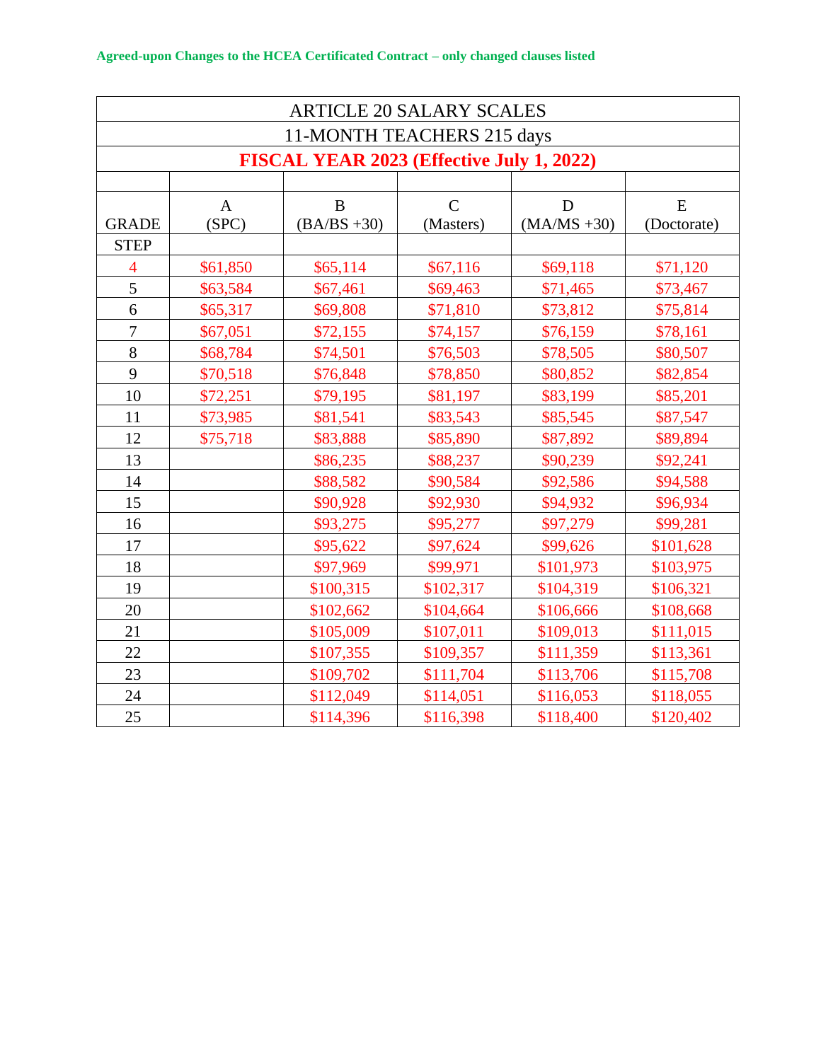**Agreed-upon Changes to the HCEA Certificated Contract – only changed clauses listed**

| ARTICLE 20 SALARY SCALES | | | | | |
|---|---|---|---|---|---|
| 11-MONTH TEACHERS 215 days | | | | | |
| **FISCAL YEAR 2023 (Effective July 1, 2022)** | | | | | |
| | | | | | |
| GRADE | A (SPC) | B (BA/BS +30) | C (Masters) | D (MA/MS +30) | E (Doctorate) |
| STEP | | | | | |
| 4 | $61,850 | $65,114 | $67,116 | $69,118 | $71,120 |
| 5 | $63,584 | $67,461 | $69,463 | $71,465 | $73,467 |
| 6 | $65,317 | $69,808 | $71,810 | $73,812 | $75,814 |
| 7 | $67,051 | $72,155 | $74,157 | $76,159 | $78,161 |
| 8 | $68,784 | $74,501 | $76,503 | $78,505 | $80,507 |
| 9 | $70,518 | $76,848 | $78,850 | $80,852 | $82,854 |
| 10 | $72,251 | $79,195 | $81,197 | $83,199 | $85,201 |
| 11 | $73,985 | $81,541 | $83,543 | $85,545 | $87,547 |
| 12 | $75,718 | $83,888 | $85,890 | $87,892 | $89,894 |
| 13 | | $86,235 | $88,237 | $90,239 | $92,241 |
| 14 | | $88,582 | $90,584 | $92,586 | $94,588 |
| 15 | | $90,928 | $92,930 | $94,932 | $96,934 |
| 16 | | $93,275 | $95,277 | $97,279 | $99,281 |
| 17 | | $95,622 | $97,624 | $99,626 | $101,628 |
| 18 | | $97,969 | $99,971 | $101,973 | $103,975 |
| 19 | | $100,315 | $102,317 | $104,319 | $106,321 |
| 20 | | $102,662 | $104,664 | $106,666 | $108,668 |
| 21 | | $105,009 | $107,011 | $109,013 | $111,015 |
| 22 | | $107,355 | $109,357 | $111,359 | $113,361 |
| 23 | | $109,702 | $111,704 | $113,706 | $115,708 |
| 24 | | $112,049 | $114,051 | $116,053 | $118,055 |
| 25 | | $114,396 | $116,398 | $118,400 | $120,402 |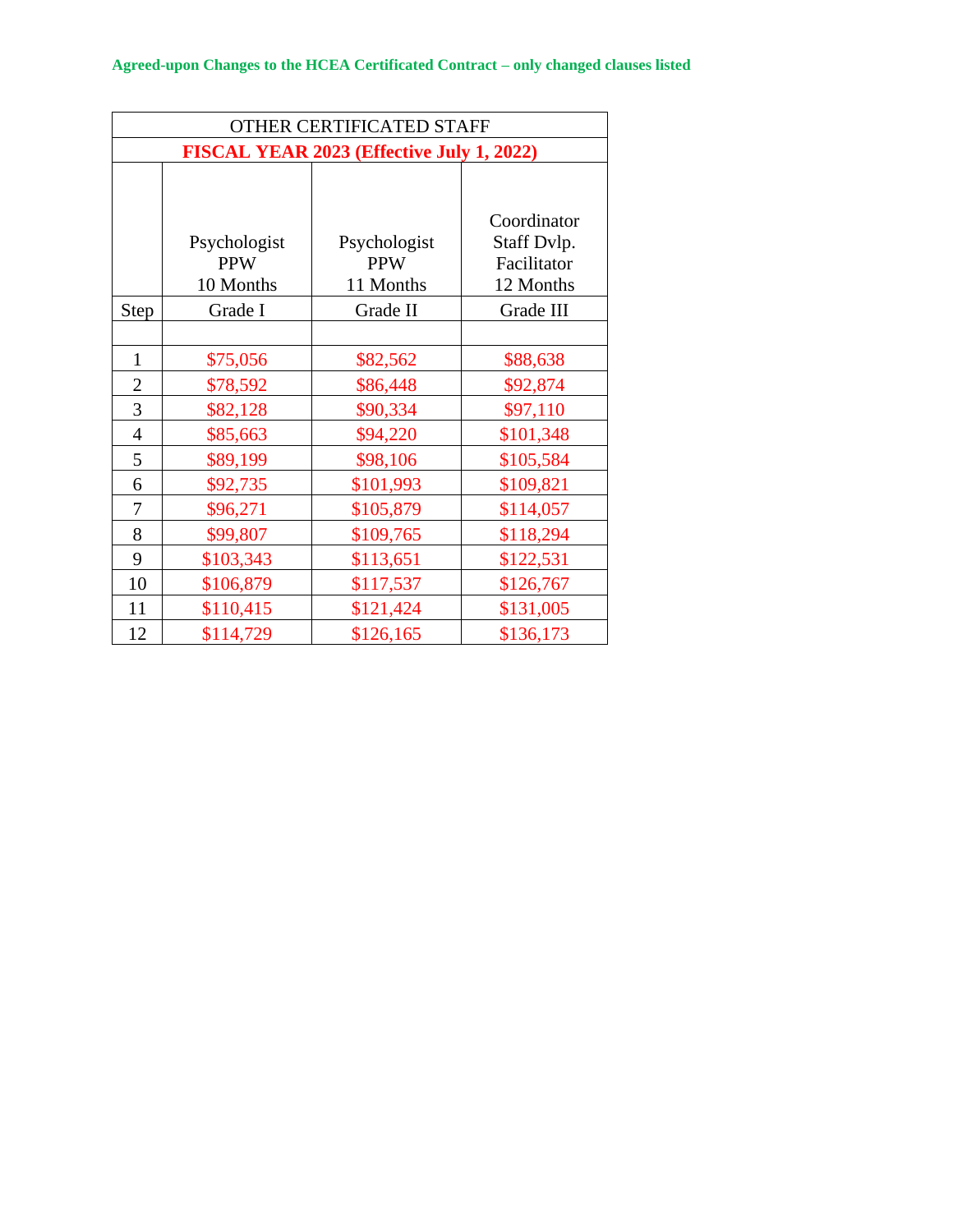**Agreed-upon Changes to the HCEA Certificated Contract – only changed clauses listed**

| OTHER CERTIFICATED STAFF | | | |
|---|---|---|---|
| **FISCAL YEAR 2023 (Effective July 1, 2022)** | | | |
| | Psychologist PPW 10 Months | Psychologist PPW 11 Months | Coordinator Staff Dvlp. Facilitator 12 Months |
| Step | Grade I | Grade II | Grade III |
| | | | |
| 1 | $75,056 | $82,562 | $88,638 |
| 2 | $78,592 | $86,448 | $92,874 |
| 3 | $82,128 | $90,334 | $97,110 |
| 4 | $85,663 | $94,220 | $101,348 |
| 5 | $89,199 | $98,106 | $105,584 |
| 6 | $92,735 | $101,993 | $109,821 |
| 7 | $96,271 | $105,879 | $114,057 |
| 8 | $99,807 | $109,765 | $118,294 |
| 9 | $103,343 | $113,651 | $122,531 |
| 10 | $106,879 | $117,537 | $126,767 |
| 11 | $110,415 | $121,424 | $131,005 |
| 12 | $114,729 | $126,165 | $136,173 |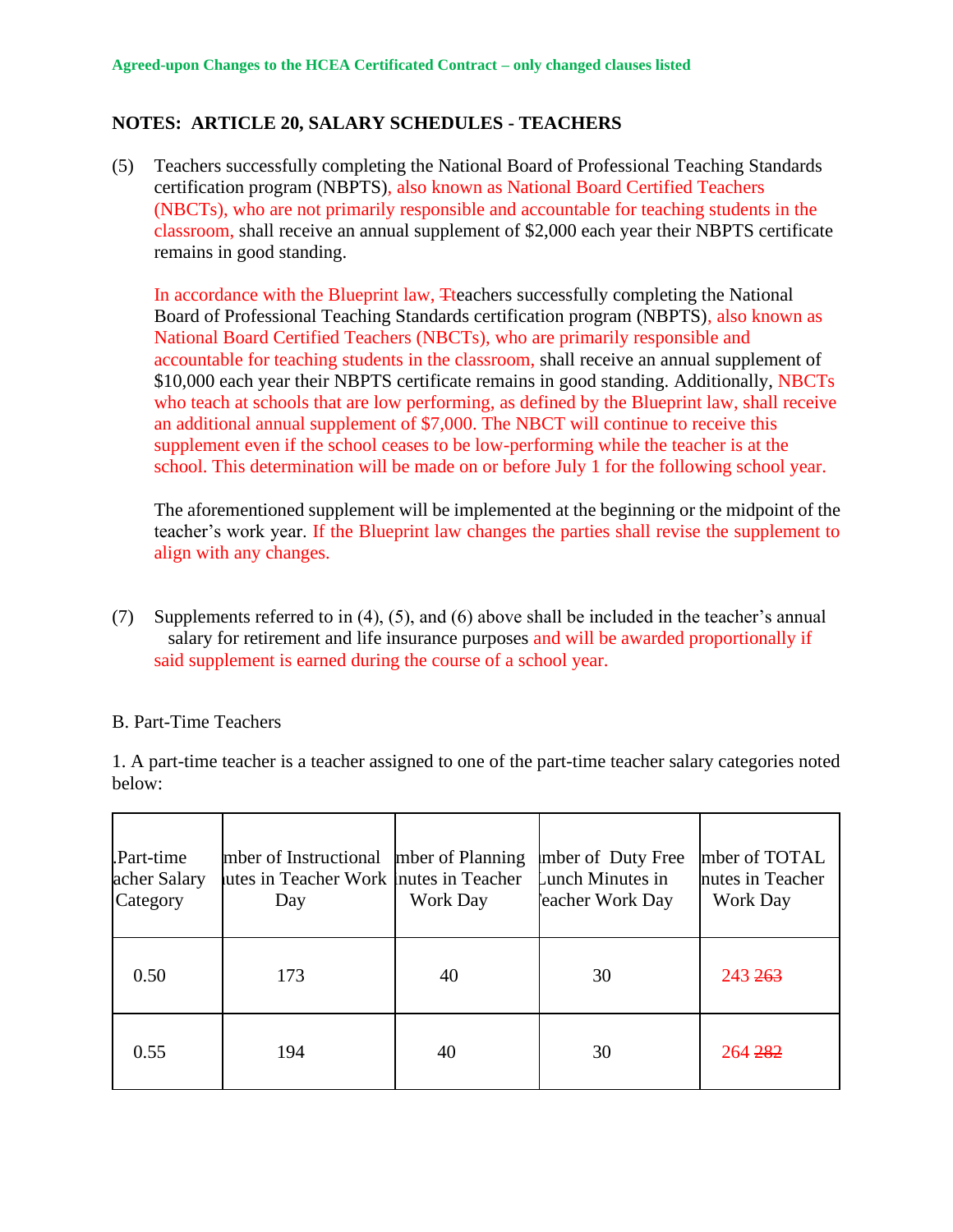**Agreed-upon Changes to the HCEA Certificated Contract – only changed clauses listed**

## NOTES: ARTICLE 20, SALARY SCHEDULES - TEACHERS

(5) Teachers successfully completing the National Board of Professional Teaching Standards certification program (NBPTS), also known as National Board Certified Teachers (NBCTs), who are not primarily responsible and accountable for teaching students in the classroom, shall receive an annual supplement of $2,000 each year their NBPTS certificate remains in good standing.

In accordance with the Blueprint law, ~~T~~teachers successfully completing the National Board of Professional Teaching Standards certification program (NBPTS), also known as National Board Certified Teachers (NBCTs), who are primarily responsible and accountable for teaching students in the classroom, shall receive an annual supplement of $10,000 each year their NBPTS certificate remains in good standing. Additionally, NBCTs who teach at schools that are low performing, as defined by the Blueprint law, shall receive an additional annual supplement of $7,000. The NBCT will continue to receive this supplement even if the school ceases to be low-performing while the teacher is at the school. This determination will be made on or before July 1 for the following school year.

The aforementioned supplement will be implemented at the beginning or the midpoint of the teacher's work year. If the Blueprint law changes the parties shall revise the supplement to align with any changes.

(7) Supplements referred to in (4), (5), and (6) above shall be included in the teacher's annual salary for retirement and life insurance purposes and will be awarded proportionally if said supplement is earned during the course of a school year.

B. Part-Time Teachers

1. A part-time teacher is a teacher assigned to one of the part-time teacher salary categories noted below:

| Part-time Teacher Salary Category | Number of Instructional Minutes in Teacher Work Day | Number of Planning Minutes in Teacher Work Day | Number of Duty Free Lunch Minutes in Teacher Work Day | Number of TOTAL Minutes in Teacher Work Day |
|---|---|---|---|---|
| 0.50 | 173 | 40 | 30 | 243 ~~263~~ |
| 0.55 | 194 | 40 | 30 | 264 ~~282~~ |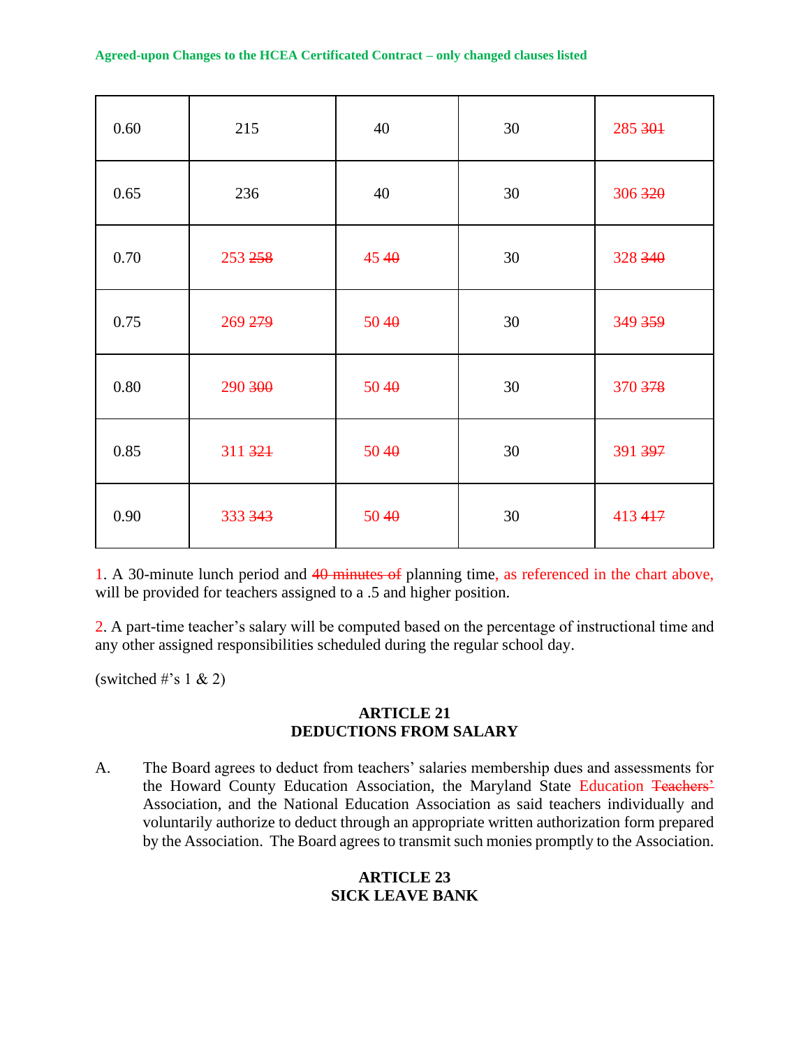Agreed-upon Changes to the HCEA Certificated Contract – only changed clauses listed

| | | | | |
|---|---|---|---|---|
| 0.60 | 215 | 40 | 30 | 285 ~~301~~ |
| 0.65 | 236 | 40 | 30 | 306 ~~320~~ |
| 0.70 | 253 ~~258~~ | 45 ~~40~~ | 30 | 328 ~~340~~ |
| 0.75 | 269 ~~279~~ | 50 ~~40~~ | 30 | 349 ~~359~~ |
| 0.80 | 290 ~~300~~ | 50 ~~40~~ | 30 | 370 ~~378~~ |
| 0.85 | 311 ~~321~~ | 50 ~~40~~ | 30 | 391 ~~397~~ |
| 0.90 | 333 ~~343~~ | 50 ~~40~~ | 30 | 413 ~~417~~ |

1. A 30-minute lunch period and ~~40 minutes of~~ planning time, as referenced in the chart above, will be provided for teachers assigned to a .5 and higher position.

2. A part-time teacher's salary will be computed based on the percentage of instructional time and any other assigned responsibilities scheduled during the regular school day.

(switched #'s 1 & 2)

## ARTICLE 21
## DEDUCTIONS FROM SALARY

A. The Board agrees to deduct from teachers' salaries membership dues and assessments for the Howard County Education Association, the Maryland State Education ~~Teachers'~~ Association, and the National Education Association as said teachers individually and voluntarily authorize to deduct through an appropriate written authorization form prepared by the Association. The Board agrees to transmit such monies promptly to the Association.

## ARTICLE 23
## SICK LEAVE BANK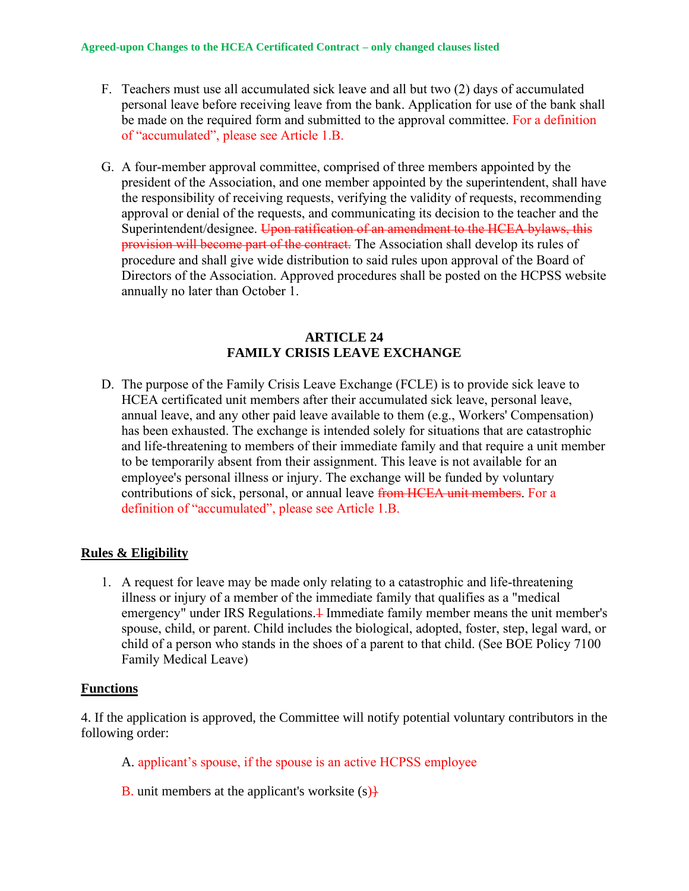Agreed-upon Changes to the HCEA Certificated Contract – only changed clauses listed

F. Teachers must use all accumulated sick leave and all but two (2) days of accumulated personal leave before receiving leave from the bank. Application for use of the bank shall be made on the required form and submitted to the approval committee. For a definition of "accumulated", please see Article 1.B.

G. A four-member approval committee, comprised of three members appointed by the president of the Association, and one member appointed by the superintendent, shall have the responsibility of receiving requests, verifying the validity of requests, recommending approval or denial of the requests, and communicating its decision to the teacher and the Superintendent/designee. ~~Upon ratification of an amendment to the HCEA bylaws, this provision will become part of the contract.~~ The Association shall develop its rules of procedure and shall give wide distribution to said rules upon approval of the Board of Directors of the Association. Approved procedures shall be posted on the HCPSS website annually no later than October 1.

## ARTICLE 24
## FAMILY CRISIS LEAVE EXCHANGE

D. The purpose of the Family Crisis Leave Exchange (FCLE) is to provide sick leave to HCEA certificated unit members after their accumulated sick leave, personal leave, annual leave, and any other paid leave available to them (e.g., Workers' Compensation) has been exhausted. The exchange is intended solely for situations that are catastrophic and life-threatening to members of their immediate family and that require a unit member to be temporarily absent from their assignment. This leave is not available for an employee's personal illness or injury. The exchange will be funded by voluntary contributions of sick, personal, or annual leave ~~from HCEA unit members~~. For a definition of "accumulated", please see Article 1.B.

**Rules & Eligibility**

1. A request for leave may be made only relating to a catastrophic and life-threatening illness or injury of a member of the immediate family that qualifies as a "medical emergency" under IRS Regulations.~~1~~ Immediate family member means the unit member's spouse, child, or parent. Child includes the biological, adopted, foster, step, legal ward, or child of a person who stands in the shoes of a parent to that child. (See BOE Policy 7100 Family Medical Leave)

**Functions**

4. If the application is approved, the Committee will notify potential voluntary contributors in the following order:

A. applicant's spouse, if the spouse is an active HCPSS employee

B. unit members at the applicant's worksite (s)~~}~~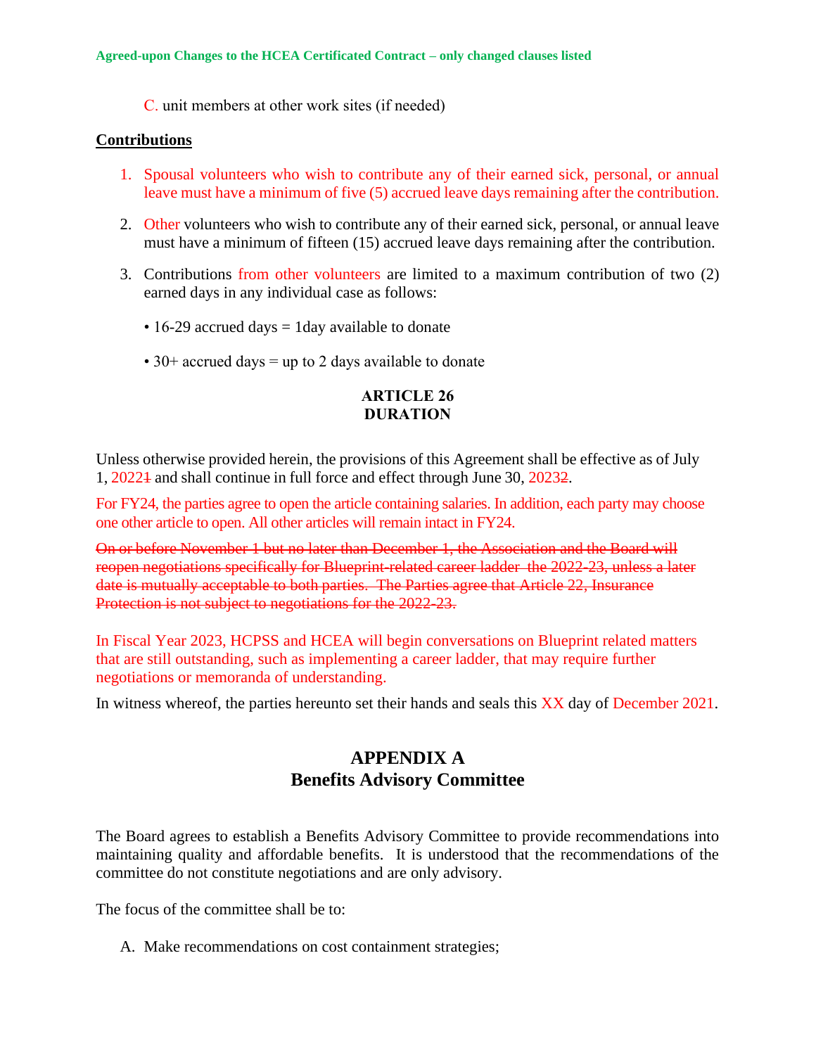C. unit members at other work sites (if needed)

**Contributions**

1. Spousal volunteers who wish to contribute any of their earned sick, personal, or annual leave must have a minimum of five (5) accrued leave days remaining after the contribution.

2. Other volunteers who wish to contribute any of their earned sick, personal, or annual leave must have a minimum of fifteen (15) accrued leave days remaining after the contribution.

3. Contributions from other volunteers are limited to a maximum contribution of two (2) earned days in any individual case as follows:

   • 16-29 accrued days = 1day available to donate

   • 30+ accrued days = up to 2 days available to donate

**ARTICLE 26**
**DURATION**

Unless otherwise provided herein, the provisions of this Agreement shall be effective as of July 1, 2022~~1~~ and shall continue in full force and effect through June 30, 2023~~2~~.

For FY24, the parties agree to open the article containing salaries. In addition, each party may choose one other article to open. All other articles will remain intact in FY24.

~~On or before November 1 but no later than December 1, the Association and the Board will reopen negotiations specifically for Blueprint-related career ladder the 2022-23, unless a later date is mutually acceptable to both parties. The Parties agree that Article 22, Insurance Protection is not subject to negotiations for the 2022-23.~~

In Fiscal Year 2023, HCPSS and HCEA will begin conversations on Blueprint related matters that are still outstanding, such as implementing a career ladder, that may require further negotiations or memoranda of understanding.

In witness whereof, the parties hereunto set their hands and seals this XX day of December 2021.

## APPENDIX A
## Benefits Advisory Committee

The Board agrees to establish a Benefits Advisory Committee to provide recommendations into maintaining quality and affordable benefits. It is understood that the recommendations of the committee do not constitute negotiations and are only advisory.

The focus of the committee shall be to:

A. Make recommendations on cost containment strategies;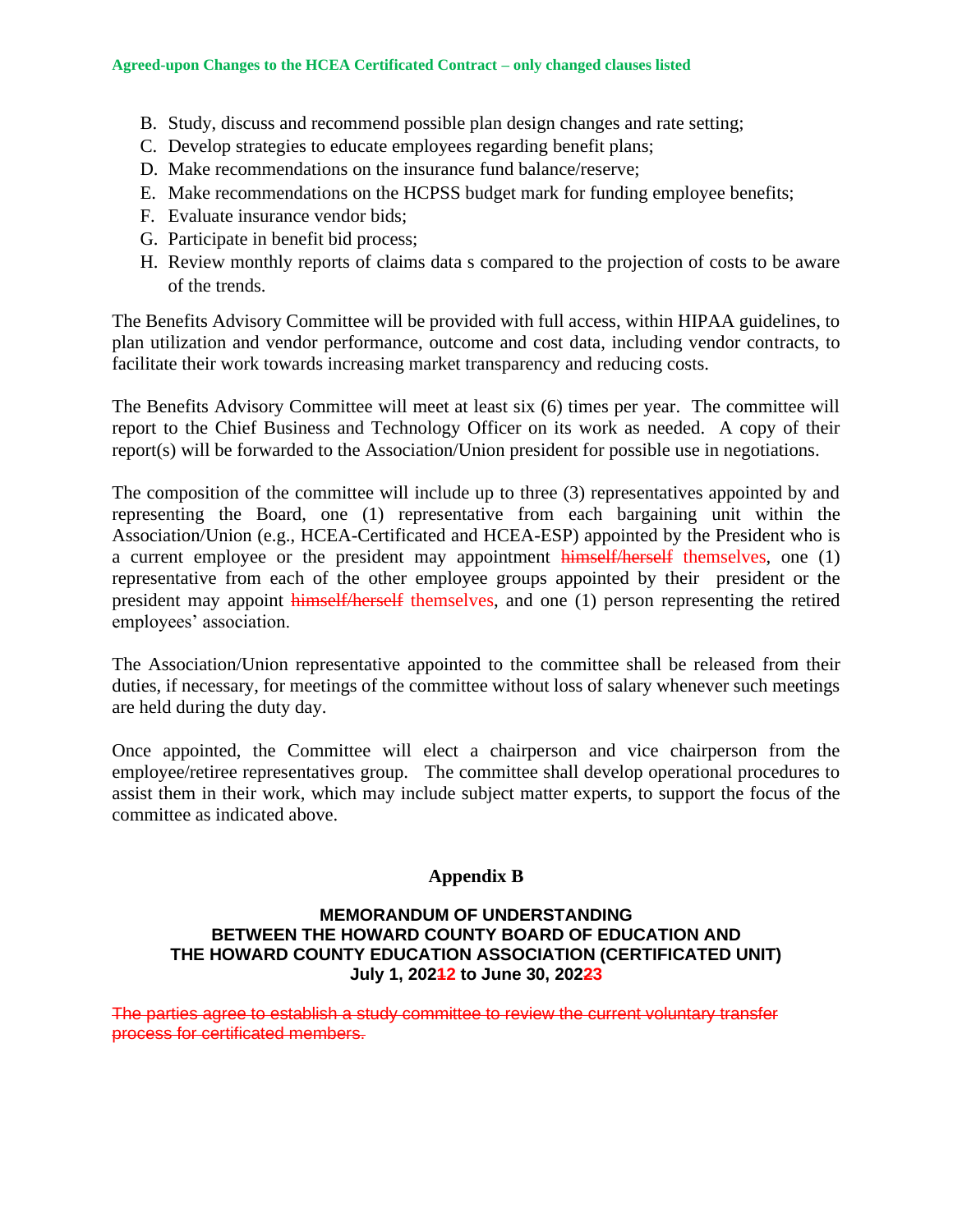B. Study, discuss and recommend possible plan design changes and rate setting;
C. Develop strategies to educate employees regarding benefit plans;
D. Make recommendations on the insurance fund balance/reserve;
E. Make recommendations on the HCPSS budget mark for funding employee benefits;
F. Evaluate insurance vendor bids;
G. Participate in benefit bid process;
H. Review monthly reports of claims data s compared to the projection of costs to be aware of the trends.

The Benefits Advisory Committee will be provided with full access, within HIPAA guidelines, to plan utilization and vendor performance, outcome and cost data, including vendor contracts, to facilitate their work towards increasing market transparency and reducing costs.

The Benefits Advisory Committee will meet at least six (6) times per year. The committee will report to the Chief Business and Technology Officer on its work as needed. A copy of their report(s) will be forwarded to the Association/Union president for possible use in negotiations.

The composition of the committee will include up to three (3) representatives appointed by and representing the Board, one (1) representative from each bargaining unit within the Association/Union (e.g., HCEA-Certificated and HCEA-ESP) appointed by the President who is a current employee or the president may appointment ~~himself/herself~~ themselves, one (1) representative from each of the other employee groups appointed by their president or the president may appoint ~~himself/herself~~ themselves, and one (1) person representing the retired employees' association.

The Association/Union representative appointed to the committee shall be released from their duties, if necessary, for meetings of the committee without loss of salary whenever such meetings are held during the duty day.

Once appointed, the Committee will elect a chairperson and vice chairperson from the employee/retiree representatives group. The committee shall develop operational procedures to assist them in their work, which may include subject matter experts, to support the focus of the committee as indicated above.

## Appendix B

**MEMORANDUM OF UNDERSTANDING**
**BETWEEN THE HOWARD COUNTY BOARD OF EDUCATION AND**
**THE HOWARD COUNTY EDUCATION ASSOCIATION (CERTIFICATED UNIT)**
**July 1, 202~~1~~2 to June 30, 202~~2~~3**

~~The parties agree to establish a study committee to review the current voluntary transfer process for certificated members.~~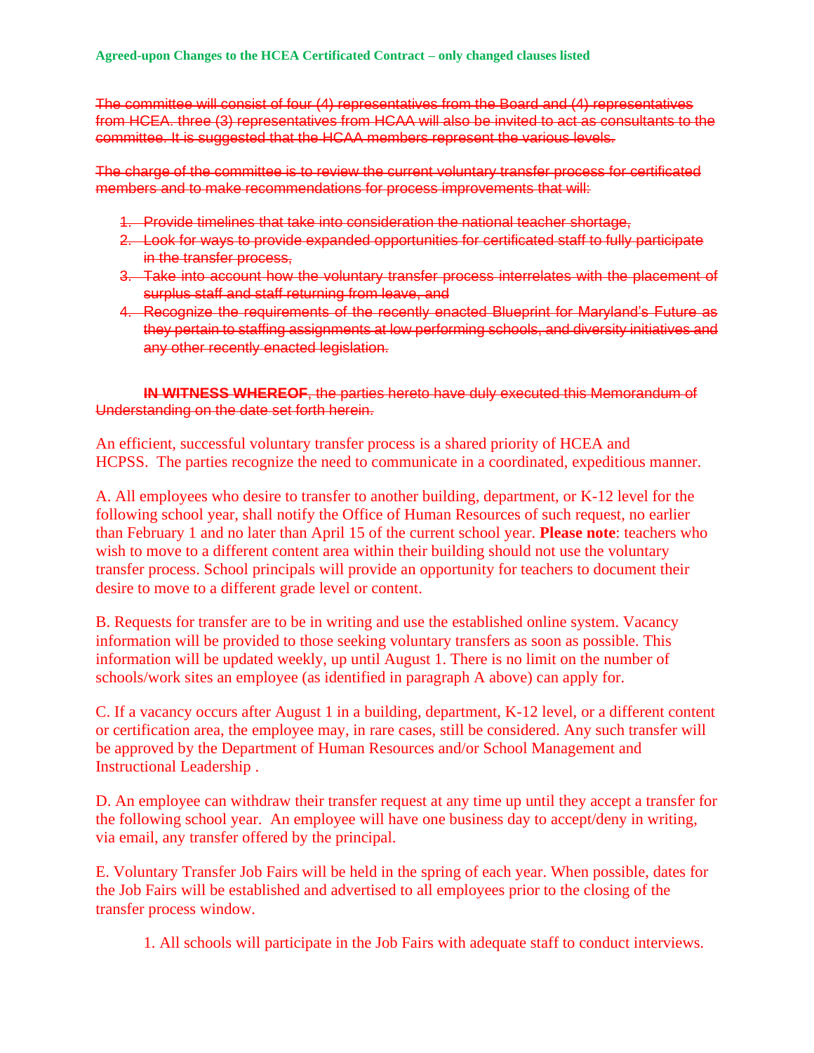**Agreed-upon Changes to the HCEA Certificated Contract – only changed clauses listed**

~~The committee will consist of four (4) representatives from the Board and (4) representatives from HCEA. three (3) representatives from HCAA will also be invited to act as consultants to the committee. It is suggested that the HCAA members represent the various levels.~~

~~The charge of the committee is to review the current voluntary transfer process for certificated members and to make recommendations for process improvements that will:~~

1. ~~Provide timelines that take into consideration the national teacher shortage,~~
2. ~~Look for ways to provide expanded opportunities for certificated staff to fully participate in the transfer process,~~
3. ~~Take into account how the voluntary transfer process interrelates with the placement of surplus staff and staff returning from leave, and~~
4. ~~Recognize the requirements of the recently enacted Blueprint for Maryland's Future as they pertain to staffing assignments at low performing schools, and diversity initiatives and any other recently enacted legislation.~~

~~**IN WITNESS WHEREOF**, the parties hereto have duly executed this Memorandum of Understanding on the date set forth herein.~~

An efficient, successful voluntary transfer process is a shared priority of HCEA and HCPSS. The parties recognize the need to communicate in a coordinated, expeditious manner.

A. All employees who desire to transfer to another building, department, or K-12 level for the following school year, shall notify the Office of Human Resources of such request, no earlier than February 1 and no later than April 15 of the current school year. **Please note**: teachers who wish to move to a different content area within their building should not use the voluntary transfer process. School principals will provide an opportunity for teachers to document their desire to move to a different grade level or content.

B. Requests for transfer are to be in writing and use the established online system. Vacancy information will be provided to those seeking voluntary transfers as soon as possible. This information will be updated weekly, up until August 1. There is no limit on the number of schools/work sites an employee (as identified in paragraph A above) can apply for.

C. If a vacancy occurs after August 1 in a building, department, K-12 level, or a different content or certification area, the employee may, in rare cases, still be considered. Any such transfer will be approved by the Department of Human Resources and/or School Management and Instructional Leadership .

D. An employee can withdraw their transfer request at any time up until they accept a transfer for the following school year. An employee will have one business day to accept/deny in writing, via email, any transfer offered by the principal.

E. Voluntary Transfer Job Fairs will be held in the spring of each year. When possible, dates for the Job Fairs will be established and advertised to all employees prior to the closing of the transfer process window.

1. All schools will participate in the Job Fairs with adequate staff to conduct interviews.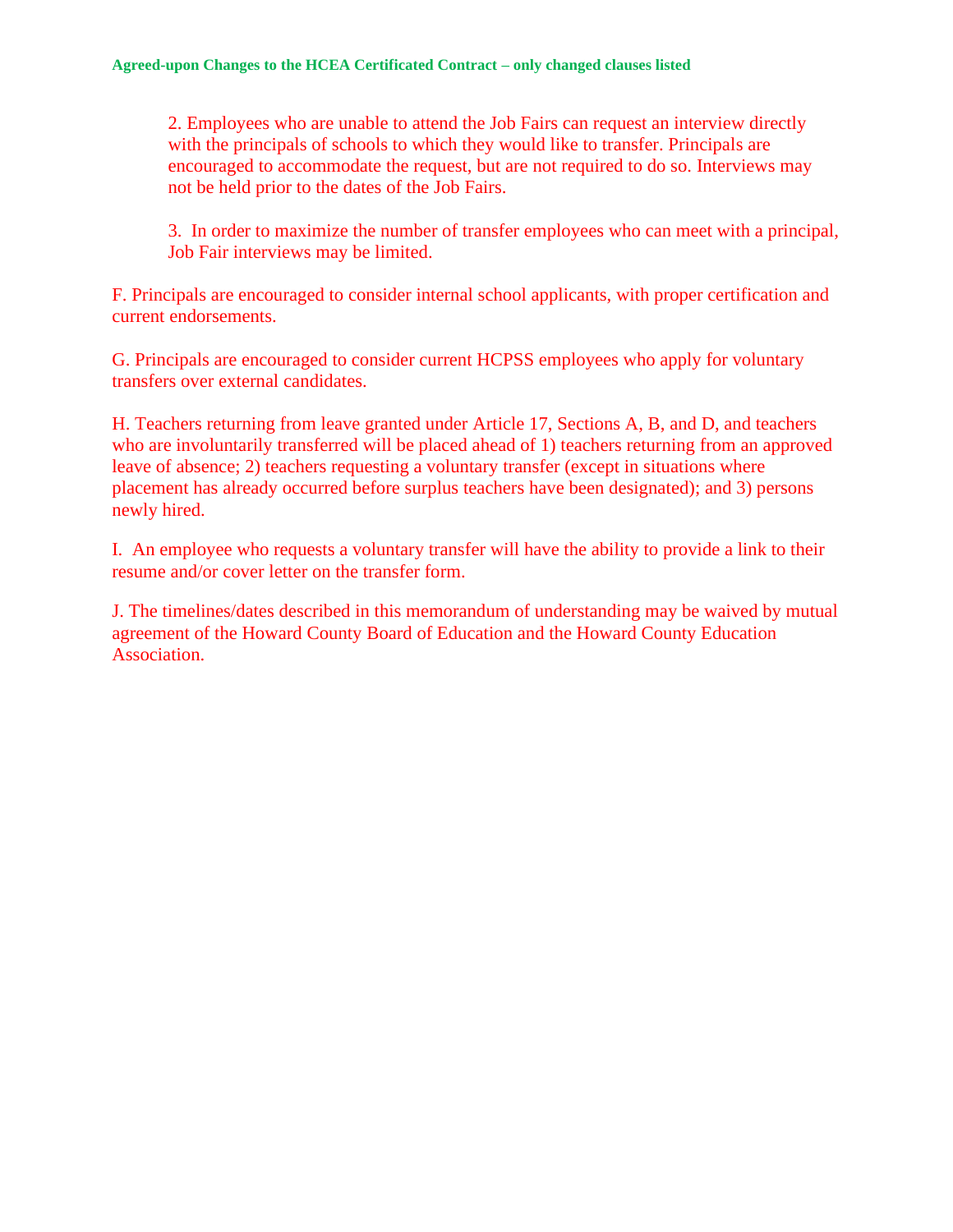**Agreed-upon Changes to the HCEA Certificated Contract – only changed clauses listed**

2. Employees who are unable to attend the Job Fairs can request an interview directly with the principals of schools to which they would like to transfer. Principals are encouraged to accommodate the request, but are not required to do so. Interviews may not be held prior to the dates of the Job Fairs.

3. In order to maximize the number of transfer employees who can meet with a principal, Job Fair interviews may be limited.

F. Principals are encouraged to consider internal school applicants, with proper certification and current endorsements.

G. Principals are encouraged to consider current HCPSS employees who apply for voluntary transfers over external candidates.

H. Teachers returning from leave granted under Article 17, Sections A, B, and D, and teachers who are involuntarily transferred will be placed ahead of 1) teachers returning from an approved leave of absence; 2) teachers requesting a voluntary transfer (except in situations where placement has already occurred before surplus teachers have been designated); and 3) persons newly hired.

I. An employee who requests a voluntary transfer will have the ability to provide a link to their resume and/or cover letter on the transfer form.

J. The timelines/dates described in this memorandum of understanding may be waived by mutual agreement of the Howard County Board of Education and the Howard County Education Association.